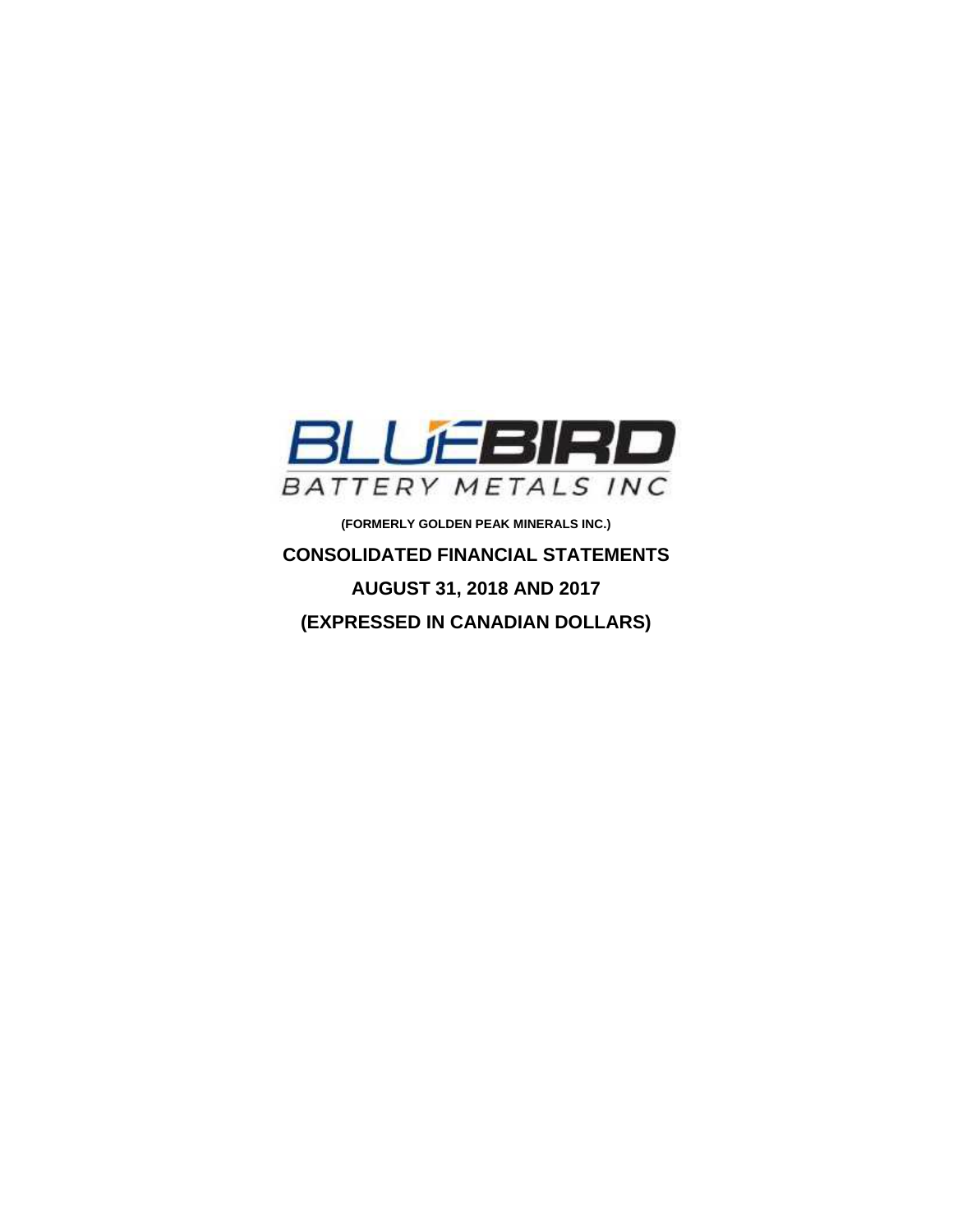BLUEBIRD

BATTERY METALS INC

**(FORMERLY GOLDEN PEAK MINERALS INC.)**

# CONSOLIDATED FINANCIAL STATEMENTS

## AUGUST 31, 2018 AND 2017

## (EXPRESSED IN CANADIAN DOLLARS)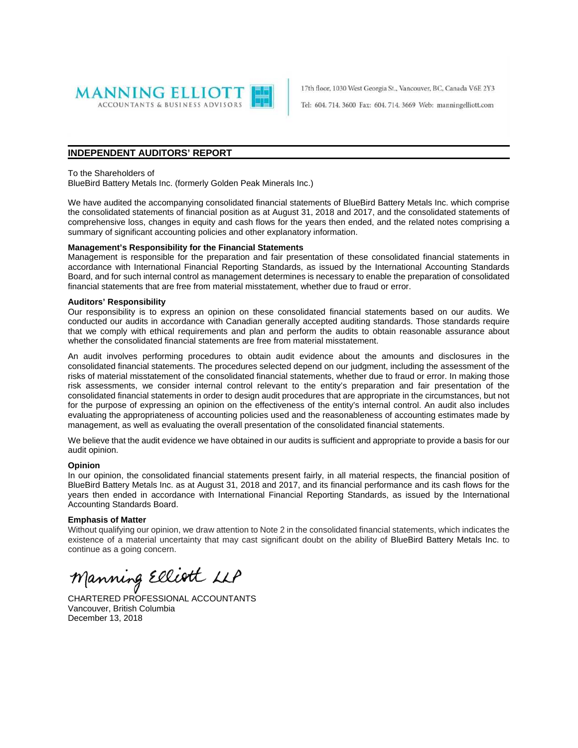MANNING ELLIOTT
ACCOUNTANTS & BUSINESS ADVISORS

17th floor, 1030 West Georgia St., Vancouver, BC, Canada V6E 2Y3

Tel: 604. 714. 3600 Fax: 604. 714. 3669 Web: manningelliott.com

## INDEPENDENT AUDITORS' REPORT

To the Shareholders of
BlueBird Battery Metals Inc. (formerly Golden Peak Minerals Inc.)

We have audited the accompanying consolidated financial statements of BlueBird Battery Metals Inc. which comprise the consolidated statements of financial position as at August 31, 2018 and 2017, and the consolidated statements of comprehensive loss, changes in equity and cash flows for the years then ended, and the related notes comprising a summary of significant accounting policies and other explanatory information.

**Management's Responsibility for the Financial Statements**

Management is responsible for the preparation and fair presentation of these consolidated financial statements in accordance with International Financial Reporting Standards, as issued by the International Accounting Standards Board, and for such internal control as management determines is necessary to enable the preparation of consolidated financial statements that are free from material misstatement, whether due to fraud or error.

**Auditors' Responsibility**

Our responsibility is to express an opinion on these consolidated financial statements based on our audits. We conducted our audits in accordance with Canadian generally accepted auditing standards. Those standards require that we comply with ethical requirements and plan and perform the audits to obtain reasonable assurance about whether the consolidated financial statements are free from material misstatement.

An audit involves performing procedures to obtain audit evidence about the amounts and disclosures in the consolidated financial statements. The procedures selected depend on our judgment, including the assessment of the risks of material misstatement of the consolidated financial statements, whether due to fraud or error. In making those risk assessments, we consider internal control relevant to the entity's preparation and fair presentation of the consolidated financial statements in order to design audit procedures that are appropriate in the circumstances, but not for the purpose of expressing an opinion on the effectiveness of the entity's internal control. An audit also includes evaluating the appropriateness of accounting policies used and the reasonableness of accounting estimates made by management, as well as evaluating the overall presentation of the consolidated financial statements.

We believe that the audit evidence we have obtained in our audits is sufficient and appropriate to provide a basis for our audit opinion.

**Opinion**

In our opinion, the consolidated financial statements present fairly, in all material respects, the financial position of BlueBird Battery Metals Inc. as at August 31, 2018 and 2017, and its financial performance and its cash flows for the years then ended in accordance with International Financial Reporting Standards, as issued by the International Accounting Standards Board.

**Emphasis of Matter**

Without qualifying our opinion, we draw attention to Note 2 in the consolidated financial statements, which indicates the existence of a material uncertainty that may cast significant doubt on the ability of BlueBird Battery Metals Inc. to continue as a going concern.

*Manning Elliott LLP*

CHARTERED PROFESSIONAL ACCOUNTANTS
Vancouver, British Columbia
December 13, 2018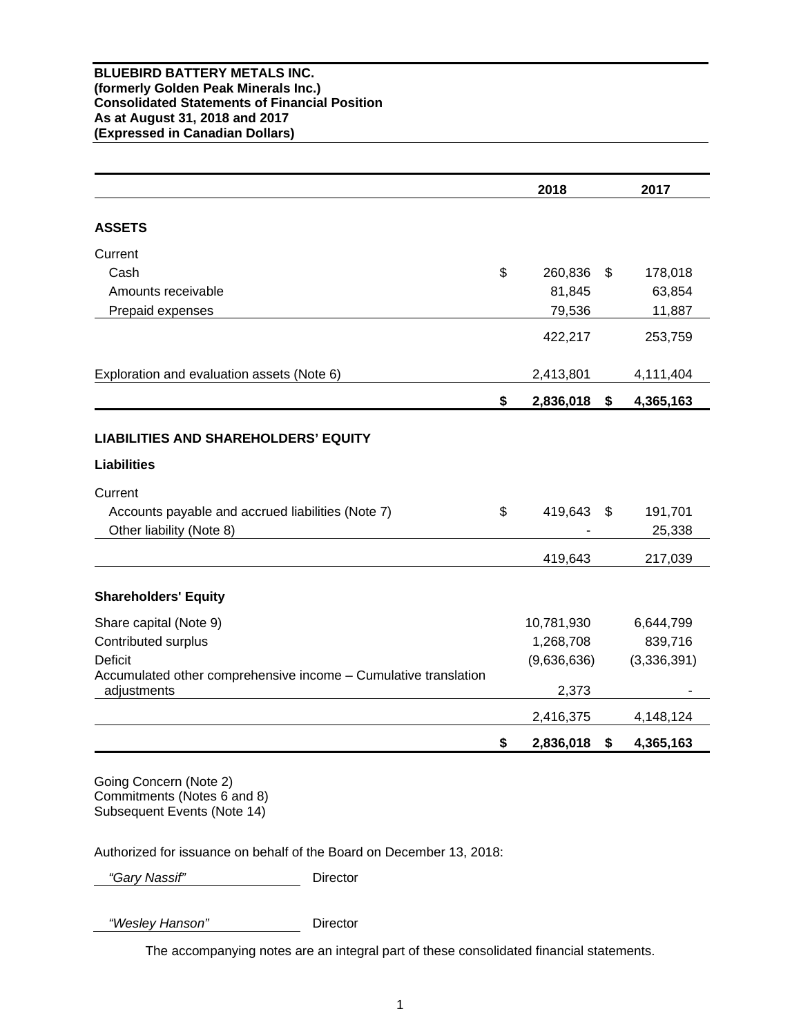**BLUEBIRD BATTERY METALS INC.**
**(formerly Golden Peak Minerals Inc.)**
**Consolidated Statements of Financial Position**
**As at August 31, 2018 and 2017**
**(Expressed in Canadian Dollars)**

| | 2018 | 2017 |
|---|---|---|
| **ASSETS** | | |
| Current | | |
| Cash | $ 260,836 | $ 178,018 |
| Amounts receivable | 81,845 | 63,854 |
| Prepaid expenses | 79,536 | 11,887 |
| | 422,217 | 253,759 |
| Exploration and evaluation assets (Note 6) | 2,413,801 | 4,111,404 |
| | **$ 2,836,018** | **$ 4,365,163** |
| **LIABILITIES AND SHAREHOLDERS' EQUITY** | | |
| **Liabilities** | | |
| Current | | |
| Accounts payable and accrued liabilities (Note 7) | $ 419,643 | $ 191,701 |
| Other liability (Note 8) | - | 25,338 |
| | 419,643 | 217,039 |
| **Shareholders' Equity** | | |
| Share capital (Note 9) | 10,781,930 | 6,644,799 |
| Contributed surplus | 1,268,708 | 839,716 |
| Deficit | (9,636,636) | (3,336,391) |
| Accumulated other comprehensive income – Cumulative translation adjustments | 2,373 | - |
| | 2,416,375 | 4,148,124 |
| | **$ 2,836,018** | **$ 4,365,163** |

Going Concern (Note 2)
Commitments (Notes 6 and 8)
Subsequent Events (Note 14)

Authorized for issuance on behalf of the Board on December 13, 2018:

*"Gary Nassif"* Director

*"Wesley Hanson"* Director

The accompanying notes are an integral part of these consolidated financial statements.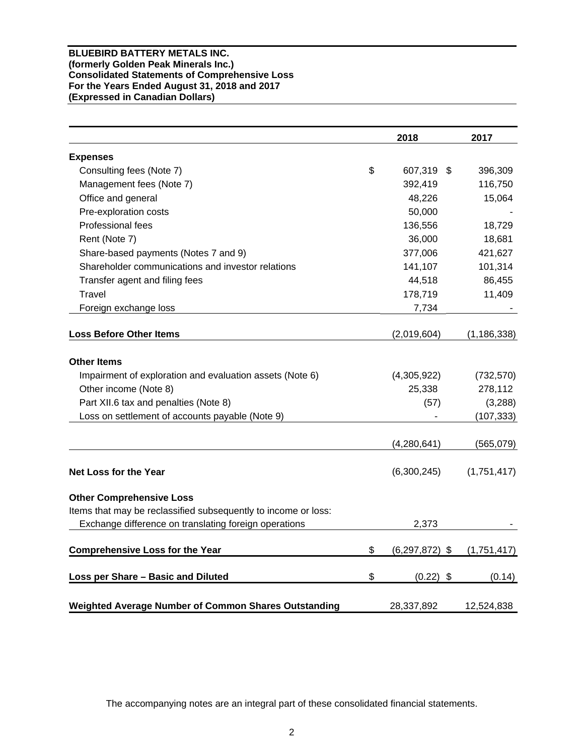**BLUEBIRD BATTERY METALS INC.**
**(formerly Golden Peak Minerals Inc.)**
**Consolidated Statements of Comprehensive Loss**
**For the Years Ended August 31, 2018 and 2017**
**(Expressed in Canadian Dollars)**

| | 2018 | 2017 |
|---|---|---|
| **Expenses** | | |
| Consulting fees (Note 7) | $ 607,319 | $ 396,309 |
| Management fees (Note 7) | 392,419 | 116,750 |
| Office and general | 48,226 | 15,064 |
| Pre-exploration costs | 50,000 | - |
| Professional fees | 136,556 | 18,729 |
| Rent (Note 7) | 36,000 | 18,681 |
| Share-based payments (Notes 7 and 9) | 377,006 | 421,627 |
| Shareholder communications and investor relations | 141,107 | 101,314 |
| Transfer agent and filing fees | 44,518 | 86,455 |
| Travel | 178,719 | 11,409 |
| Foreign exchange loss | 7,734 | - |
| **Loss Before Other Items** | (2,019,604) | (1,186,338) |
| **Other Items** | | |
| Impairment of exploration and evaluation assets (Note 6) | (4,305,922) | (732,570) |
| Other income (Note 8) | 25,338 | 278,112 |
| Part XII.6 tax and penalties (Note 8) | (57) | (3,288) |
| Loss on settlement of accounts payable (Note 9) | - | (107,333) |
| | (4,280,641) | (565,079) |
| **Net Loss for the Year** | (6,300,245) | (1,751,417) |
| **Other Comprehensive Loss** | | |
| Items that may be reclassified subsequently to income or loss: | | |
| Exchange difference on translating foreign operations | 2,373 | - |
| **Comprehensive Loss for the Year** | $ (6,297,872) | $ (1,751,417) |
| **Loss per Share – Basic and Diluted** | $ (0.22) | $ (0.14) |
| **Weighted Average Number of Common Shares Outstanding** | 28,337,892 | 12,524,838 |

The accompanying notes are an integral part of these consolidated financial statements.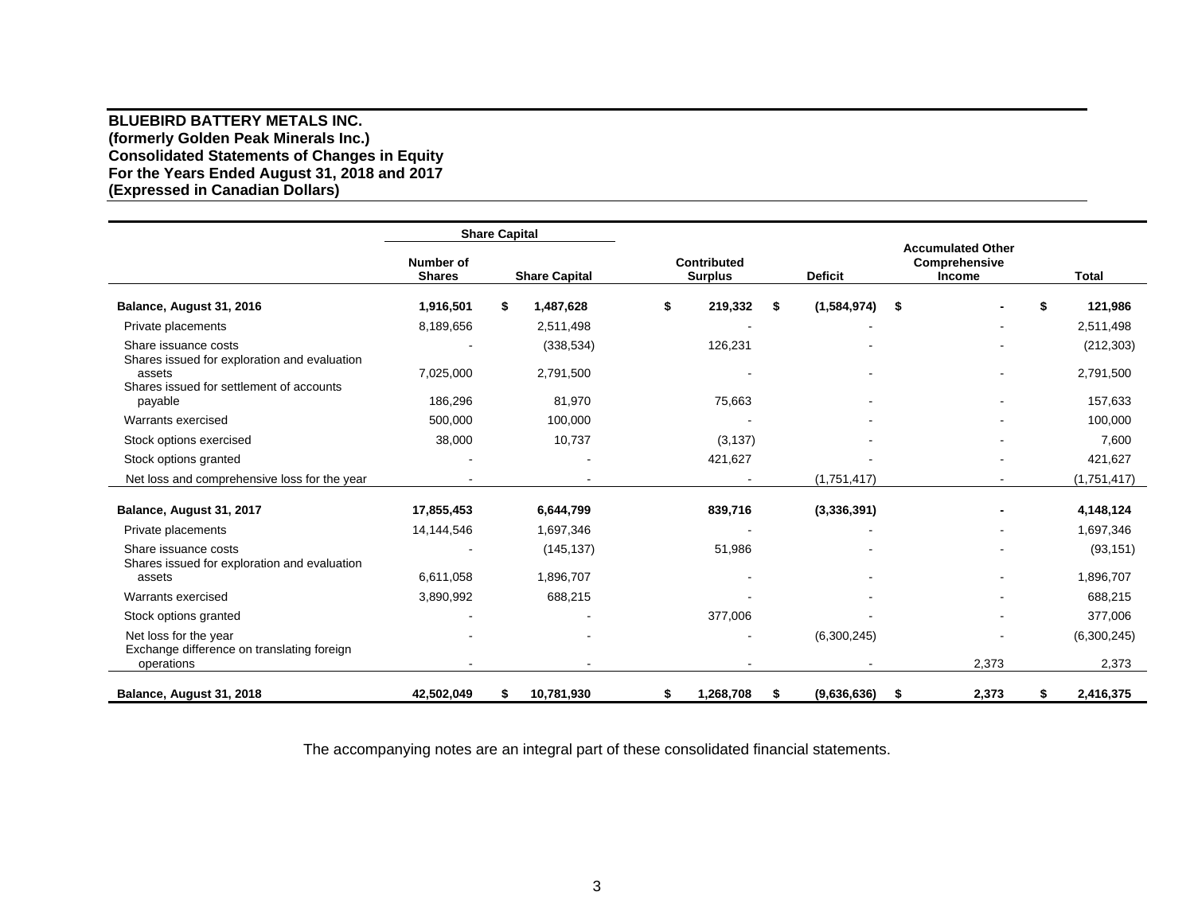**BLUEBIRD BATTERY METALS INC.**
**(formerly Golden Peak Minerals Inc.)**
**Consolidated Statements of Changes in Equity**
**For the Years Ended August 31, 2018 and 2017**
**(Expressed in Canadian Dollars)**

| | Share Capital | | | | | |
|---|---|---|---|---|---|---|
| | **Number of Shares** | **Share Capital** | **Contributed Surplus** | **Deficit** | **Accumulated Other Comprehensive Income** | **Total** |
| **Balance, August 31, 2016** | **1,916,501** | **$ 1,487,628** | **$ 219,332** | **$ (1,584,974)** | **$ -** | **$ 121,986** |
| Private placements | 8,189,656 | 2,511,498 | - | - | - | 2,511,498 |
| Share issuance costs | - | (338,534) | 126,231 | - | - | (212,303) |
| Shares issued for exploration and evaluation assets | 7,025,000 | 2,791,500 | - | - | - | 2,791,500 |
| Shares issued for settlement of accounts payable | 186,296 | 81,970 | 75,663 | - | - | 157,633 |
| Warrants exercised | 500,000 | 100,000 | - | - | - | 100,000 |
| Stock options exercised | 38,000 | 10,737 | (3,137) | - | - | 7,600 |
| Stock options granted | - | - | 421,627 | - | - | 421,627 |
| Net loss and comprehensive loss for the year | - | - | - | (1,751,417) | - | (1,751,417) |
| **Balance, August 31, 2017** | **17,855,453** | **6,644,799** | **839,716** | **(3,336,391)** | **-** | **4,148,124** |
| Private placements | 14,144,546 | 1,697,346 | - | - | - | 1,697,346 |
| Share issuance costs | - | (145,137) | 51,986 | - | - | (93,151) |
| Shares issued for exploration and evaluation assets | 6,611,058 | 1,896,707 | - | - | - | 1,896,707 |
| Warrants exercised | 3,890,992 | 688,215 | - | - | - | 688,215 |
| Stock options granted | - | - | 377,006 | - | - | 377,006 |
| Net loss for the year | - | - | - | (6,300,245) | - | (6,300,245) |
| Exchange difference on translating foreign operations | - | - | - | - | 2,373 | 2,373 |
| **Balance, August 31, 2018** | **42,502,049** | **$ 10,781,930** | **$ 1,268,708** | **$ (9,636,636)** | **$ 2,373** | **$ 2,416,375** |

The accompanying notes are an integral part of these consolidated financial statements.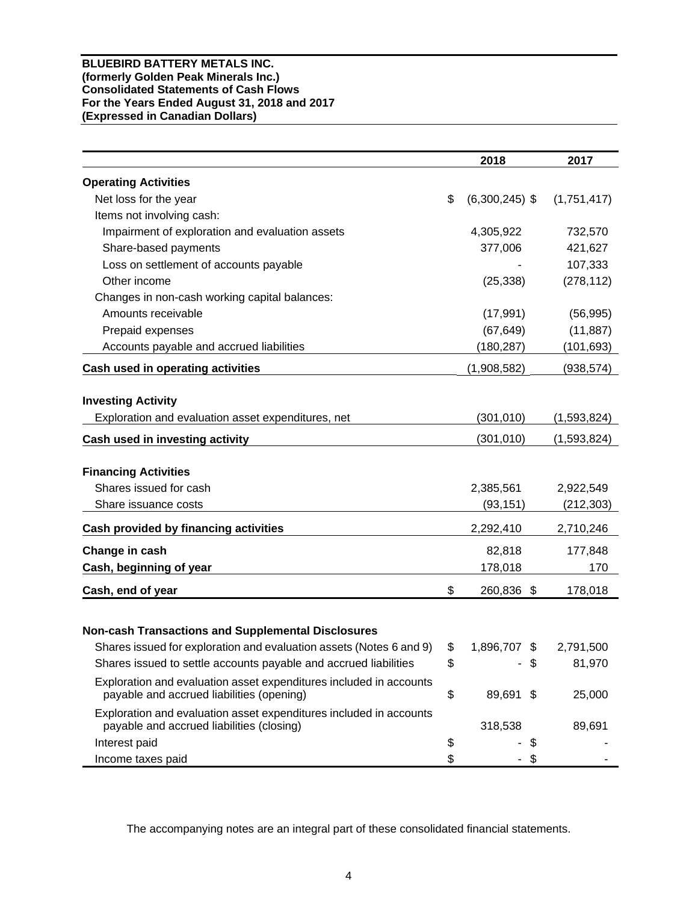**BLUEBIRD BATTERY METALS INC.**
**(formerly Golden Peak Minerals Inc.)**
**Consolidated Statements of Cash Flows**
**For the Years Ended August 31, 2018 and 2017**
**(Expressed in Canadian Dollars)**

| | 2018 | 2017 |
|---|---|---|
| **Operating Activities** | | |
| Net loss for the year | $ (6,300,245) | $ (1,751,417) |
| Items not involving cash: | | |
| Impairment of exploration and evaluation assets | 4,305,922 | 732,570 |
| Share-based payments | 377,006 | 421,627 |
| Loss on settlement of accounts payable | - | 107,333 |
| Other income | (25,338) | (278,112) |
| Changes in non-cash working capital balances: | | |
| Amounts receivable | (17,991) | (56,995) |
| Prepaid expenses | (67,649) | (11,887) |
| Accounts payable and accrued liabilities | (180,287) | (101,693) |
| **Cash used in operating activities** | (1,908,582) | (938,574) |
| **Investing Activity** | | |
| Exploration and evaluation asset expenditures, net | (301,010) | (1,593,824) |
| **Cash used in investing activity** | (301,010) | (1,593,824) |
| **Financing Activities** | | |
| Shares issued for cash | 2,385,561 | 2,922,549 |
| Share issuance costs | (93,151) | (212,303) |
| **Cash provided by financing activities** | 2,292,410 | 2,710,246 |
| **Change in cash** | 82,818 | 177,848 |
| **Cash, beginning of year** | 178,018 | 170 |
| **Cash, end of year** | $ 260,836 | $ 178,018 |
| **Non-cash Transactions and Supplemental Disclosures** | | |
| Shares issued for exploration and evaluation assets (Notes 6 and 9) | $ 1,896,707 | $ 2,791,500 |
| Shares issued to settle accounts payable and accrued liabilities | $ - | $ 81,970 |
| Exploration and evaluation asset expenditures included in accounts payable and accrued liabilities (opening) | $ 89,691 | $ 25,000 |
| Exploration and evaluation asset expenditures included in accounts payable and accrued liabilities (closing) | 318,538 | 89,691 |
| Interest paid | $ - | $ - |
| Income taxes paid | $ - | $ - |

The accompanying notes are an integral part of these consolidated financial statements.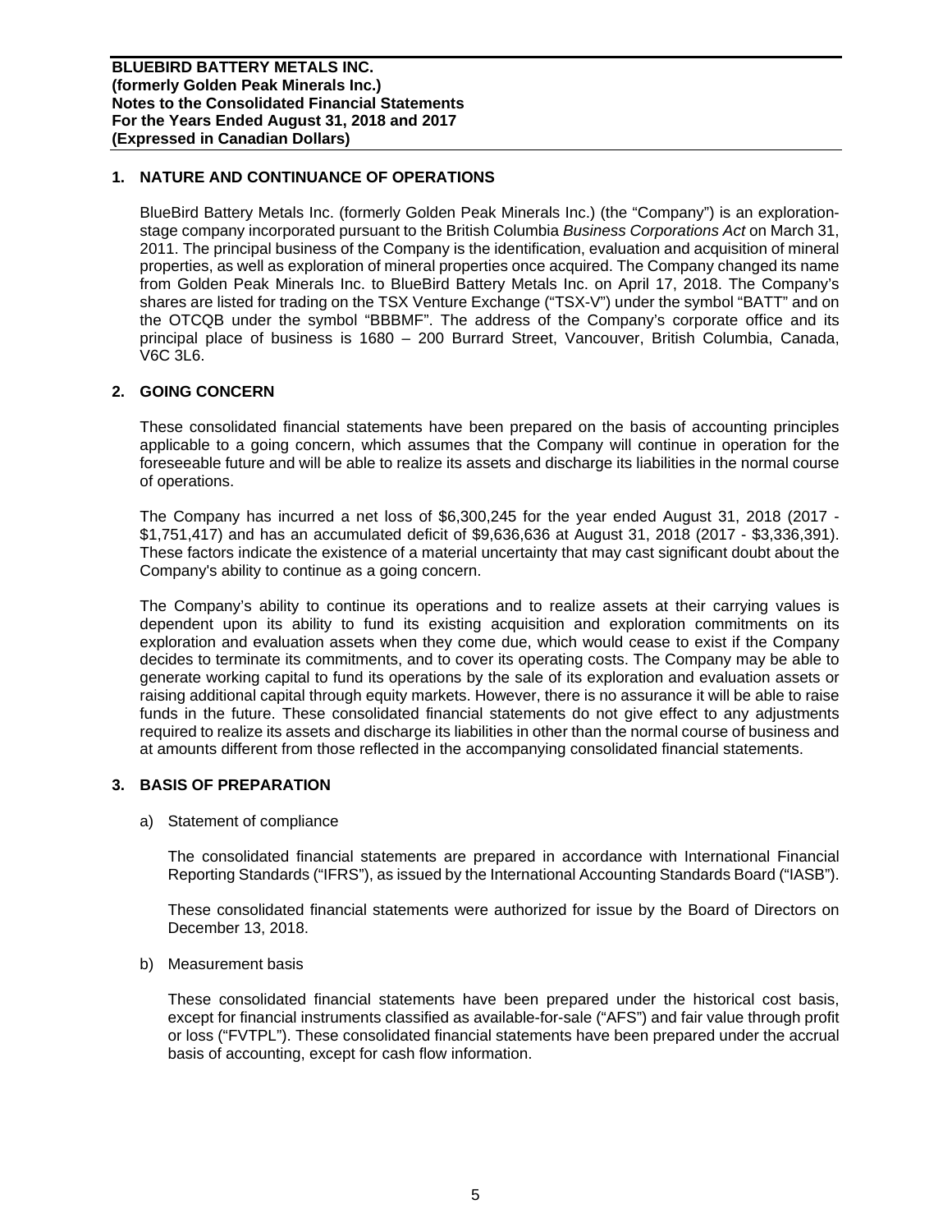## 1. NATURE AND CONTINUANCE OF OPERATIONS

BlueBird Battery Metals Inc. (formerly Golden Peak Minerals Inc.) (the "Company") is an exploration-stage company incorporated pursuant to the British Columbia *Business Corporations Act* on March 31, 2011. The principal business of the Company is the identification, evaluation and acquisition of mineral properties, as well as exploration of mineral properties once acquired. The Company changed its name from Golden Peak Minerals Inc. to BlueBird Battery Metals Inc. on April 17, 2018. The Company's shares are listed for trading on the TSX Venture Exchange ("TSX-V") under the symbol "BATT" and on the OTCQB under the symbol "BBBMF". The address of the Company's corporate office and its principal place of business is 1680 – 200 Burrard Street, Vancouver, British Columbia, Canada, V6C 3L6.

## 2. GOING CONCERN

These consolidated financial statements have been prepared on the basis of accounting principles applicable to a going concern, which assumes that the Company will continue in operation for the foreseeable future and will be able to realize its assets and discharge its liabilities in the normal course of operations.

The Company has incurred a net loss of $6,300,245 for the year ended August 31, 2018 (2017 - $1,751,417) and has an accumulated deficit of $9,636,636 at August 31, 2018 (2017 - $3,336,391). These factors indicate the existence of a material uncertainty that may cast significant doubt about the Company's ability to continue as a going concern.

The Company's ability to continue its operations and to realize assets at their carrying values is dependent upon its ability to fund its existing acquisition and exploration commitments on its exploration and evaluation assets when they come due, which would cease to exist if the Company decides to terminate its commitments, and to cover its operating costs. The Company may be able to generate working capital to fund its operations by the sale of its exploration and evaluation assets or raising additional capital through equity markets. However, there is no assurance it will be able to raise funds in the future. These consolidated financial statements do not give effect to any adjustments required to realize its assets and discharge its liabilities in other than the normal course of business and at amounts different from those reflected in the accompanying consolidated financial statements.

## 3. BASIS OF PREPARATION

a) Statement of compliance

The consolidated financial statements are prepared in accordance with International Financial Reporting Standards ("IFRS"), as issued by the International Accounting Standards Board ("IASB").

These consolidated financial statements were authorized for issue by the Board of Directors on December 13, 2018.

b) Measurement basis

These consolidated financial statements have been prepared under the historical cost basis, except for financial instruments classified as available-for-sale ("AFS") and fair value through profit or loss ("FVTPL"). These consolidated financial statements have been prepared under the accrual basis of accounting, except for cash flow information.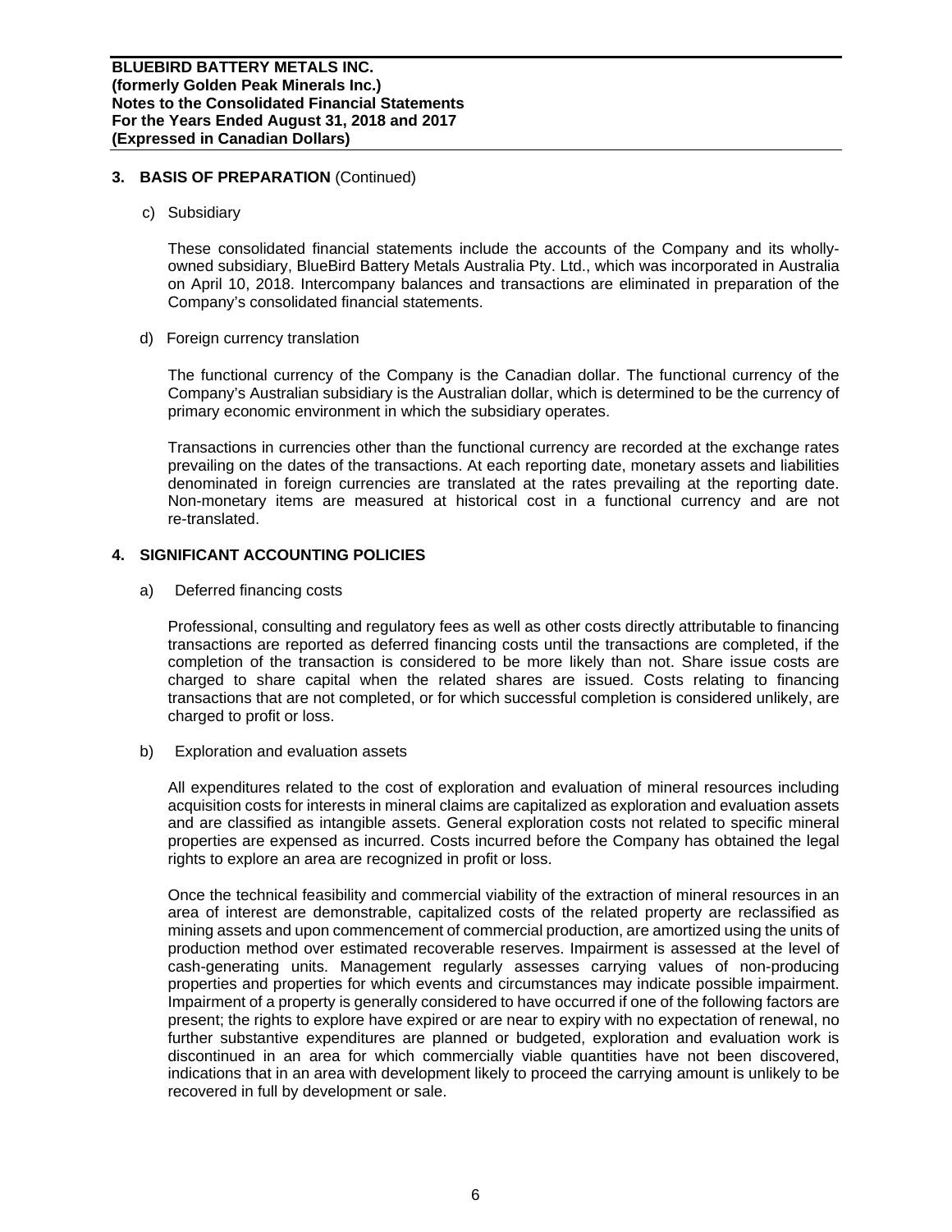## 3. BASIS OF PREPARATION (Continued)

c) Subsidiary

These consolidated financial statements include the accounts of the Company and its wholly-owned subsidiary, BlueBird Battery Metals Australia Pty. Ltd., which was incorporated in Australia on April 10, 2018. Intercompany balances and transactions are eliminated in preparation of the Company's consolidated financial statements.

d) Foreign currency translation

The functional currency of the Company is the Canadian dollar. The functional currency of the Company's Australian subsidiary is the Australian dollar, which is determined to be the currency of primary economic environment in which the subsidiary operates.

Transactions in currencies other than the functional currency are recorded at the exchange rates prevailing on the dates of the transactions. At each reporting date, monetary assets and liabilities denominated in foreign currencies are translated at the rates prevailing at the reporting date. Non-monetary items are measured at historical cost in a functional currency and are not re-translated.

## 4. SIGNIFICANT ACCOUNTING POLICIES

a) Deferred financing costs

Professional, consulting and regulatory fees as well as other costs directly attributable to financing transactions are reported as deferred financing costs until the transactions are completed, if the completion of the transaction is considered to be more likely than not. Share issue costs are charged to share capital when the related shares are issued. Costs relating to financing transactions that are not completed, or for which successful completion is considered unlikely, are charged to profit or loss.

b) Exploration and evaluation assets

All expenditures related to the cost of exploration and evaluation of mineral resources including acquisition costs for interests in mineral claims are capitalized as exploration and evaluation assets and are classified as intangible assets. General exploration costs not related to specific mineral properties are expensed as incurred. Costs incurred before the Company has obtained the legal rights to explore an area are recognized in profit or loss.

Once the technical feasibility and commercial viability of the extraction of mineral resources in an area of interest are demonstrable, capitalized costs of the related property are reclassified as mining assets and upon commencement of commercial production, are amortized using the units of production method over estimated recoverable reserves. Impairment is assessed at the level of cash-generating units. Management regularly assesses carrying values of non-producing properties and properties for which events and circumstances may indicate possible impairment. Impairment of a property is generally considered to have occurred if one of the following factors are present; the rights to explore have expired or are near to expiry with no expectation of renewal, no further substantive expenditures are planned or budgeted, exploration and evaluation work is discontinued in an area for which commercially viable quantities have not been discovered, indications that in an area with development likely to proceed the carrying amount is unlikely to be recovered in full by development or sale.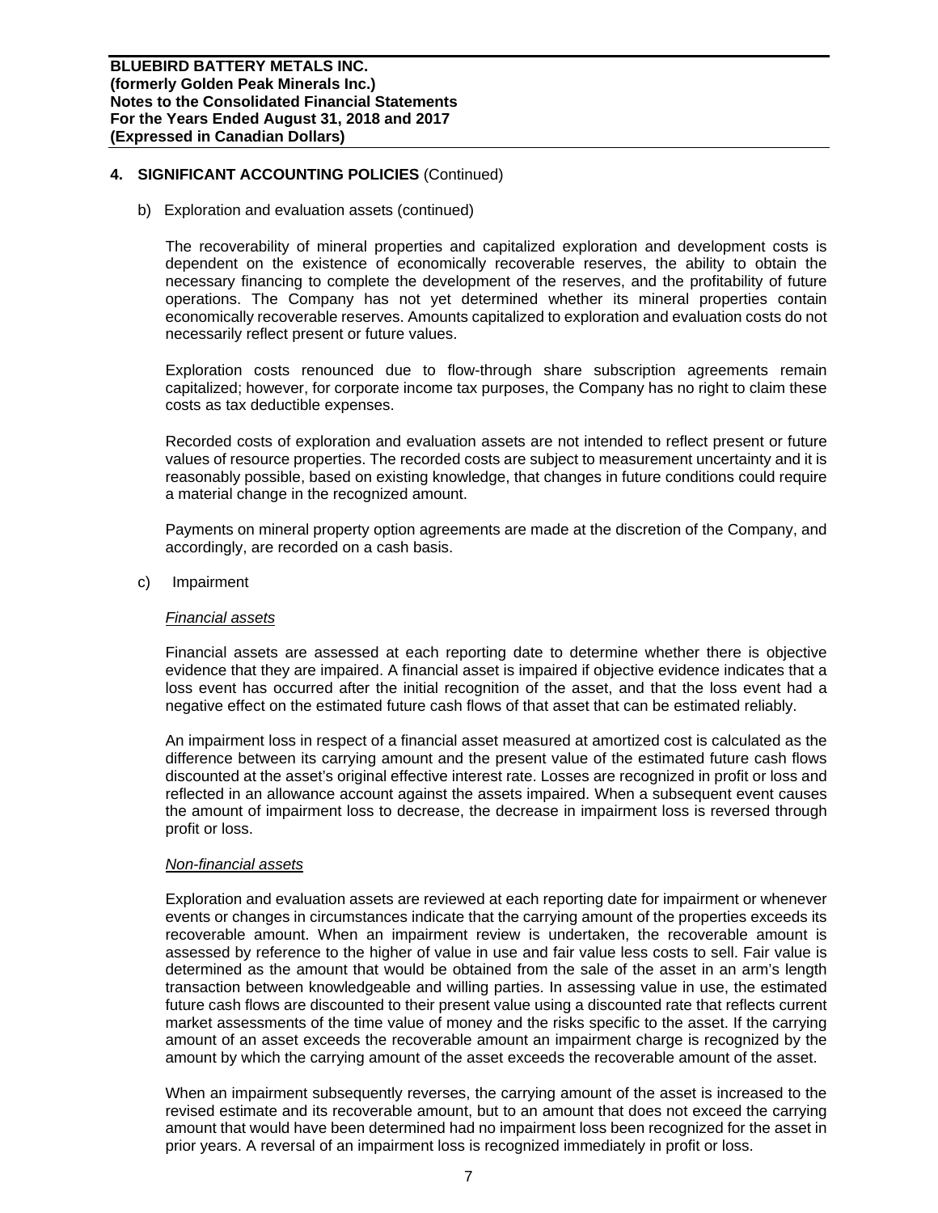## 4. SIGNIFICANT ACCOUNTING POLICIES (Continued)

b) Exploration and evaluation assets (continued)

The recoverability of mineral properties and capitalized exploration and development costs is dependent on the existence of economically recoverable reserves, the ability to obtain the necessary financing to complete the development of the reserves, and the profitability of future operations. The Company has not yet determined whether its mineral properties contain economically recoverable reserves. Amounts capitalized to exploration and evaluation costs do not necessarily reflect present or future values.

Exploration costs renounced due to flow-through share subscription agreements remain capitalized; however, for corporate income tax purposes, the Company has no right to claim these costs as tax deductible expenses.

Recorded costs of exploration and evaluation assets are not intended to reflect present or future values of resource properties. The recorded costs are subject to measurement uncertainty and it is reasonably possible, based on existing knowledge, that changes in future conditions could require a material change in the recognized amount.

Payments on mineral property option agreements are made at the discretion of the Company, and accordingly, are recorded on a cash basis.

c) Impairment

*Financial assets*

Financial assets are assessed at each reporting date to determine whether there is objective evidence that they are impaired. A financial asset is impaired if objective evidence indicates that a loss event has occurred after the initial recognition of the asset, and that the loss event had a negative effect on the estimated future cash flows of that asset that can be estimated reliably.

An impairment loss in respect of a financial asset measured at amortized cost is calculated as the difference between its carrying amount and the present value of the estimated future cash flows discounted at the asset's original effective interest rate. Losses are recognized in profit or loss and reflected in an allowance account against the assets impaired. When a subsequent event causes the amount of impairment loss to decrease, the decrease in impairment loss is reversed through profit or loss.

*Non-financial assets*

Exploration and evaluation assets are reviewed at each reporting date for impairment or whenever events or changes in circumstances indicate that the carrying amount of the properties exceeds its recoverable amount. When an impairment review is undertaken, the recoverable amount is assessed by reference to the higher of value in use and fair value less costs to sell. Fair value is determined as the amount that would be obtained from the sale of the asset in an arm's length transaction between knowledgeable and willing parties. In assessing value in use, the estimated future cash flows are discounted to their present value using a discounted rate that reflects current market assessments of the time value of money and the risks specific to the asset. If the carrying amount of an asset exceeds the recoverable amount an impairment charge is recognized by the amount by which the carrying amount of the asset exceeds the recoverable amount of the asset.

When an impairment subsequently reverses, the carrying amount of the asset is increased to the revised estimate and its recoverable amount, but to an amount that does not exceed the carrying amount that would have been determined had no impairment loss been recognized for the asset in prior years. A reversal of an impairment loss is recognized immediately in profit or loss.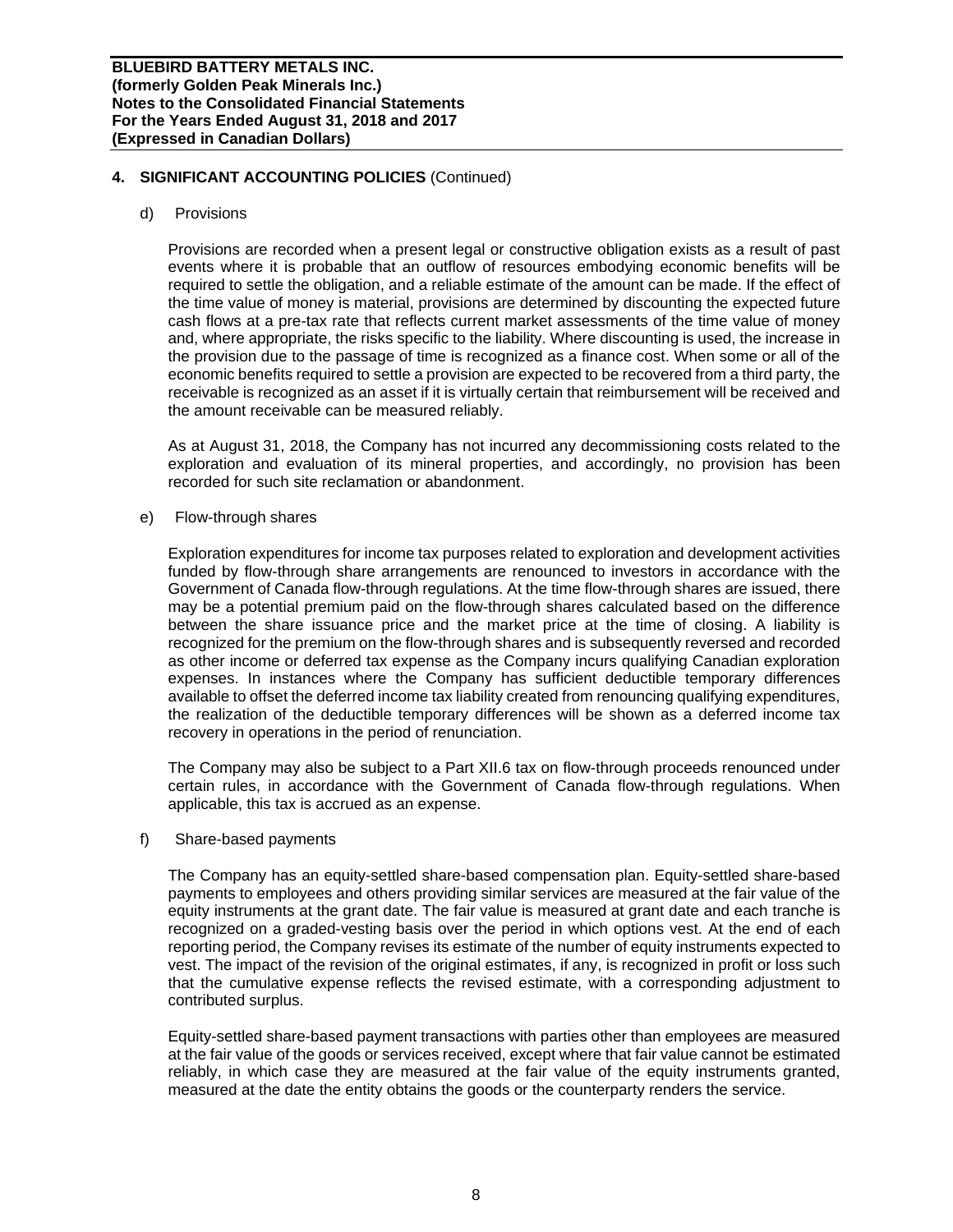## 4. SIGNIFICANT ACCOUNTING POLICIES (Continued)

### d) Provisions

Provisions are recorded when a present legal or constructive obligation exists as a result of past events where it is probable that an outflow of resources embodying economic benefits will be required to settle the obligation, and a reliable estimate of the amount can be made. If the effect of the time value of money is material, provisions are determined by discounting the expected future cash flows at a pre-tax rate that reflects current market assessments of the time value of money and, where appropriate, the risks specific to the liability. Where discounting is used, the increase in the provision due to the passage of time is recognized as a finance cost. When some or all of the economic benefits required to settle a provision are expected to be recovered from a third party, the receivable is recognized as an asset if it is virtually certain that reimbursement will be received and the amount receivable can be measured reliably.

As at August 31, 2018, the Company has not incurred any decommissioning costs related to the exploration and evaluation of its mineral properties, and accordingly, no provision has been recorded for such site reclamation or abandonment.

### e) Flow-through shares

Exploration expenditures for income tax purposes related to exploration and development activities funded by flow-through share arrangements are renounced to investors in accordance with the Government of Canada flow-through regulations. At the time flow-through shares are issued, there may be a potential premium paid on the flow-through shares calculated based on the difference between the share issuance price and the market price at the time of closing. A liability is recognized for the premium on the flow-through shares and is subsequently reversed and recorded as other income or deferred tax expense as the Company incurs qualifying Canadian exploration expenses. In instances where the Company has sufficient deductible temporary differences available to offset the deferred income tax liability created from renouncing qualifying expenditures, the realization of the deductible temporary differences will be shown as a deferred income tax recovery in operations in the period of renunciation.

The Company may also be subject to a Part XII.6 tax on flow-through proceeds renounced under certain rules, in accordance with the Government of Canada flow-through regulations. When applicable, this tax is accrued as an expense.

### f) Share-based payments

The Company has an equity-settled share-based compensation plan. Equity-settled share-based payments to employees and others providing similar services are measured at the fair value of the equity instruments at the grant date. The fair value is measured at grant date and each tranche is recognized on a graded-vesting basis over the period in which options vest. At the end of each reporting period, the Company revises its estimate of the number of equity instruments expected to vest. The impact of the revision of the original estimates, if any, is recognized in profit or loss such that the cumulative expense reflects the revised estimate, with a corresponding adjustment to contributed surplus.

Equity-settled share-based payment transactions with parties other than employees are measured at the fair value of the goods or services received, except where that fair value cannot be estimated reliably, in which case they are measured at the fair value of the equity instruments granted, measured at the date the entity obtains the goods or the counterparty renders the service.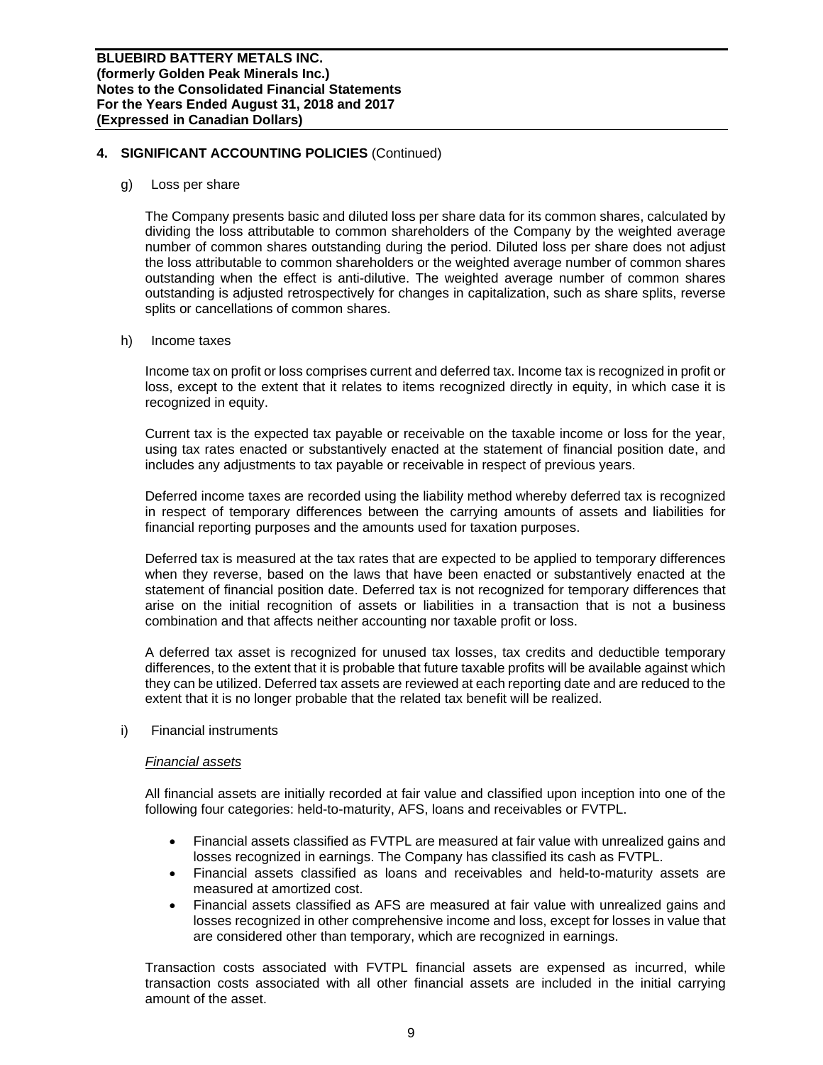## 4. SIGNIFICANT ACCOUNTING POLICIES (Continued)

g) Loss per share

The Company presents basic and diluted loss per share data for its common shares, calculated by dividing the loss attributable to common shareholders of the Company by the weighted average number of common shares outstanding during the period. Diluted loss per share does not adjust the loss attributable to common shareholders or the weighted average number of common shares outstanding when the effect is anti-dilutive. The weighted average number of common shares outstanding is adjusted retrospectively for changes in capitalization, such as share splits, reverse splits or cancellations of common shares.

h) Income taxes

Income tax on profit or loss comprises current and deferred tax. Income tax is recognized in profit or loss, except to the extent that it relates to items recognized directly in equity, in which case it is recognized in equity.

Current tax is the expected tax payable or receivable on the taxable income or loss for the year, using tax rates enacted or substantively enacted at the statement of financial position date, and includes any adjustments to tax payable or receivable in respect of previous years.

Deferred income taxes are recorded using the liability method whereby deferred tax is recognized in respect of temporary differences between the carrying amounts of assets and liabilities for financial reporting purposes and the amounts used for taxation purposes.

Deferred tax is measured at the tax rates that are expected to be applied to temporary differences when they reverse, based on the laws that have been enacted or substantively enacted at the statement of financial position date. Deferred tax is not recognized for temporary differences that arise on the initial recognition of assets or liabilities in a transaction that is not a business combination and that affects neither accounting nor taxable profit or loss.

A deferred tax asset is recognized for unused tax losses, tax credits and deductible temporary differences, to the extent that it is probable that future taxable profits will be available against which they can be utilized. Deferred tax assets are reviewed at each reporting date and are reduced to the extent that it is no longer probable that the related tax benefit will be realized.

i) Financial instruments

*Financial assets*

All financial assets are initially recorded at fair value and classified upon inception into one of the following four categories: held-to-maturity, AFS, loans and receivables or FVTPL.

- Financial assets classified as FVTPL are measured at fair value with unrealized gains and losses recognized in earnings. The Company has classified its cash as FVTPL.
- Financial assets classified as loans and receivables and held-to-maturity assets are measured at amortized cost.
- Financial assets classified as AFS are measured at fair value with unrealized gains and losses recognized in other comprehensive income and loss, except for losses in value that are considered other than temporary, which are recognized in earnings.

Transaction costs associated with FVTPL financial assets are expensed as incurred, while transaction costs associated with all other financial assets are included in the initial carrying amount of the asset.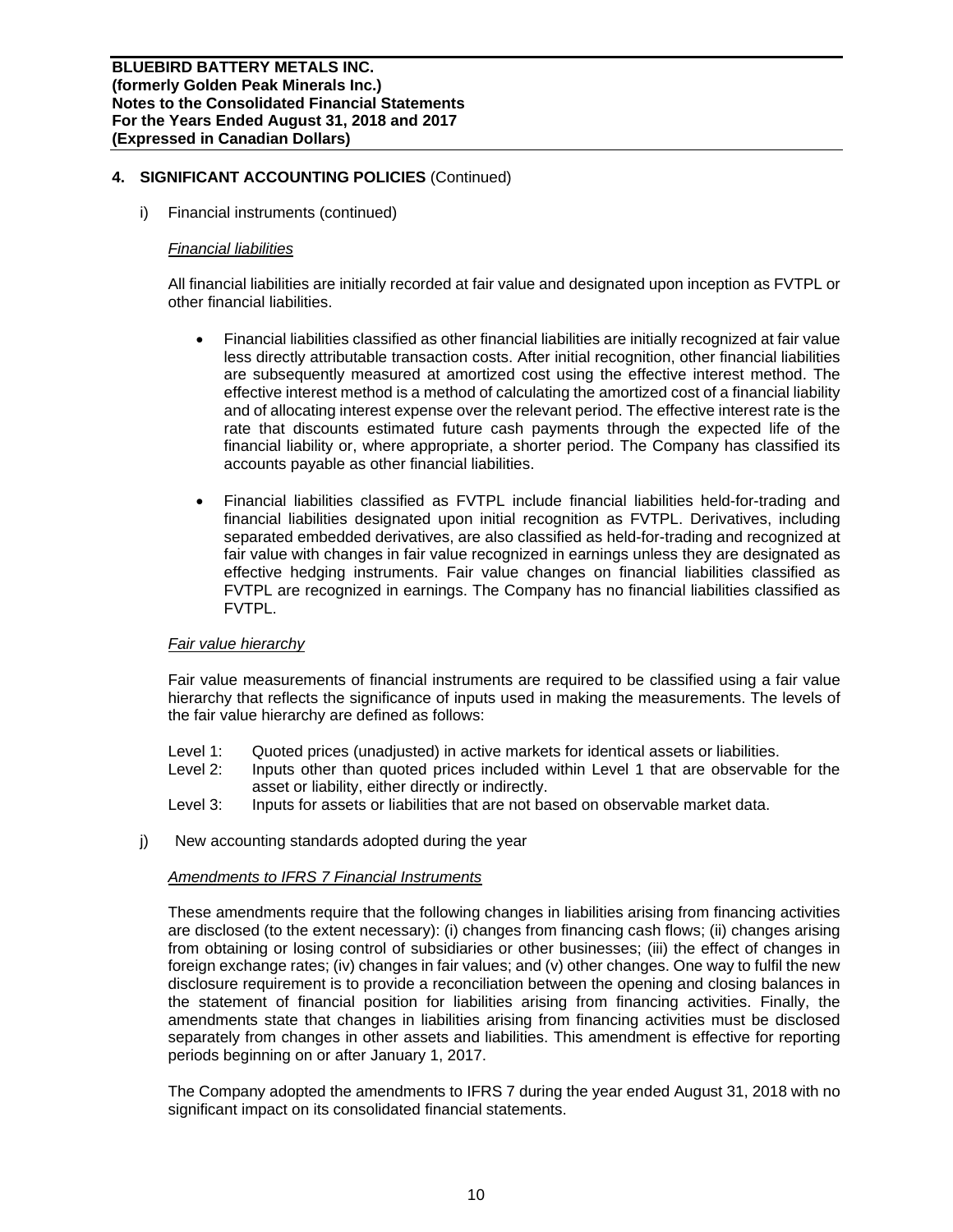## 4. SIGNIFICANT ACCOUNTING POLICIES (Continued)

i) Financial instruments (continued)

*Financial liabilities*

All financial liabilities are initially recorded at fair value and designated upon inception as FVTPL or other financial liabilities.

- Financial liabilities classified as other financial liabilities are initially recognized at fair value less directly attributable transaction costs. After initial recognition, other financial liabilities are subsequently measured at amortized cost using the effective interest method. The effective interest method is a method of calculating the amortized cost of a financial liability and of allocating interest expense over the relevant period. The effective interest rate is the rate that discounts estimated future cash payments through the expected life of the financial liability or, where appropriate, a shorter period. The Company has classified its accounts payable as other financial liabilities.

- Financial liabilities classified as FVTPL include financial liabilities held-for-trading and financial liabilities designated upon initial recognition as FVTPL. Derivatives, including separated embedded derivatives, are also classified as held-for-trading and recognized at fair value with changes in fair value recognized in earnings unless they are designated as effective hedging instruments. Fair value changes on financial liabilities classified as FVTPL are recognized in earnings. The Company has no financial liabilities classified as FVTPL.

*Fair value hierarchy*

Fair value measurements of financial instruments are required to be classified using a fair value hierarchy that reflects the significance of inputs used in making the measurements. The levels of the fair value hierarchy are defined as follows:

Level 1: Quoted prices (unadjusted) in active markets for identical assets or liabilities.
Level 2: Inputs other than quoted prices included within Level 1 that are observable for the asset or liability, either directly or indirectly.
Level 3: Inputs for assets or liabilities that are not based on observable market data.

j) New accounting standards adopted during the year

*Amendments to IFRS 7 Financial Instruments*

These amendments require that the following changes in liabilities arising from financing activities are disclosed (to the extent necessary): (i) changes from financing cash flows; (ii) changes arising from obtaining or losing control of subsidiaries or other businesses; (iii) the effect of changes in foreign exchange rates; (iv) changes in fair values; and (v) other changes. One way to fulfil the new disclosure requirement is to provide a reconciliation between the opening and closing balances in the statement of financial position for liabilities arising from financing activities. Finally, the amendments state that changes in liabilities arising from financing activities must be disclosed separately from changes in other assets and liabilities. This amendment is effective for reporting periods beginning on or after January 1, 2017.

The Company adopted the amendments to IFRS 7 during the year ended August 31, 2018 with no significant impact on its consolidated financial statements.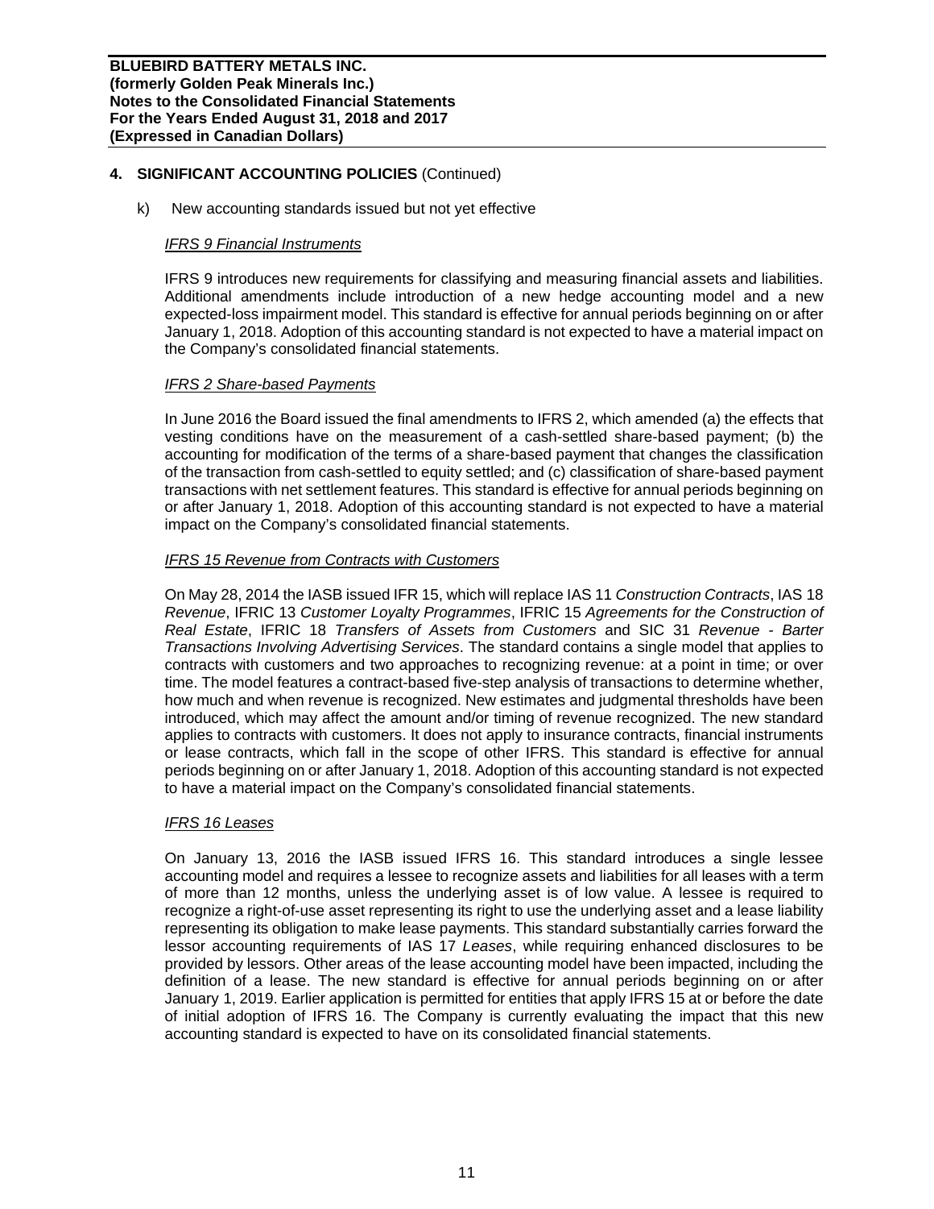## 4. SIGNIFICANT ACCOUNTING POLICIES (Continued)

k) New accounting standards issued but not yet effective

*IFRS 9 Financial Instruments*

IFRS 9 introduces new requirements for classifying and measuring financial assets and liabilities. Additional amendments include introduction of a new hedge accounting model and a new expected-loss impairment model. This standard is effective for annual periods beginning on or after January 1, 2018. Adoption of this accounting standard is not expected to have a material impact on the Company's consolidated financial statements.

*IFRS 2 Share-based Payments*

In June 2016 the Board issued the final amendments to IFRS 2, which amended (a) the effects that vesting conditions have on the measurement of a cash-settled share-based payment; (b) the accounting for modification of the terms of a share-based payment that changes the classification of the transaction from cash-settled to equity settled; and (c) classification of share-based payment transactions with net settlement features. This standard is effective for annual periods beginning on or after January 1, 2018. Adoption of this accounting standard is not expected to have a material impact on the Company's consolidated financial statements.

*IFRS 15 Revenue from Contracts with Customers*

On May 28, 2014 the IASB issued IFR 15, which will replace IAS 11 *Construction Contracts*, IAS 18 *Revenue*, IFRIC 13 *Customer Loyalty Programmes*, IFRIC 15 *Agreements for the Construction of Real Estate*, IFRIC 18 *Transfers of Assets from Customers* and SIC 31 *Revenue - Barter Transactions Involving Advertising Services*. The standard contains a single model that applies to contracts with customers and two approaches to recognizing revenue: at a point in time; or over time. The model features a contract-based five-step analysis of transactions to determine whether, how much and when revenue is recognized. New estimates and judgmental thresholds have been introduced, which may affect the amount and/or timing of revenue recognized. The new standard applies to contracts with customers. It does not apply to insurance contracts, financial instruments or lease contracts, which fall in the scope of other IFRS. This standard is effective for annual periods beginning on or after January 1, 2018. Adoption of this accounting standard is not expected to have a material impact on the Company's consolidated financial statements.

*IFRS 16 Leases*

On January 13, 2016 the IASB issued IFRS 16. This standard introduces a single lessee accounting model and requires a lessee to recognize assets and liabilities for all leases with a term of more than 12 months, unless the underlying asset is of low value. A lessee is required to recognize a right-of-use asset representing its right to use the underlying asset and a lease liability representing its obligation to make lease payments. This standard substantially carries forward the lessor accounting requirements of IAS 17 *Leases*, while requiring enhanced disclosures to be provided by lessors. Other areas of the lease accounting model have been impacted, including the definition of a lease. The new standard is effective for annual periods beginning on or after January 1, 2019. Earlier application is permitted for entities that apply IFRS 15 at or before the date of initial adoption of IFRS 16. The Company is currently evaluating the impact that this new accounting standard is expected to have on its consolidated financial statements.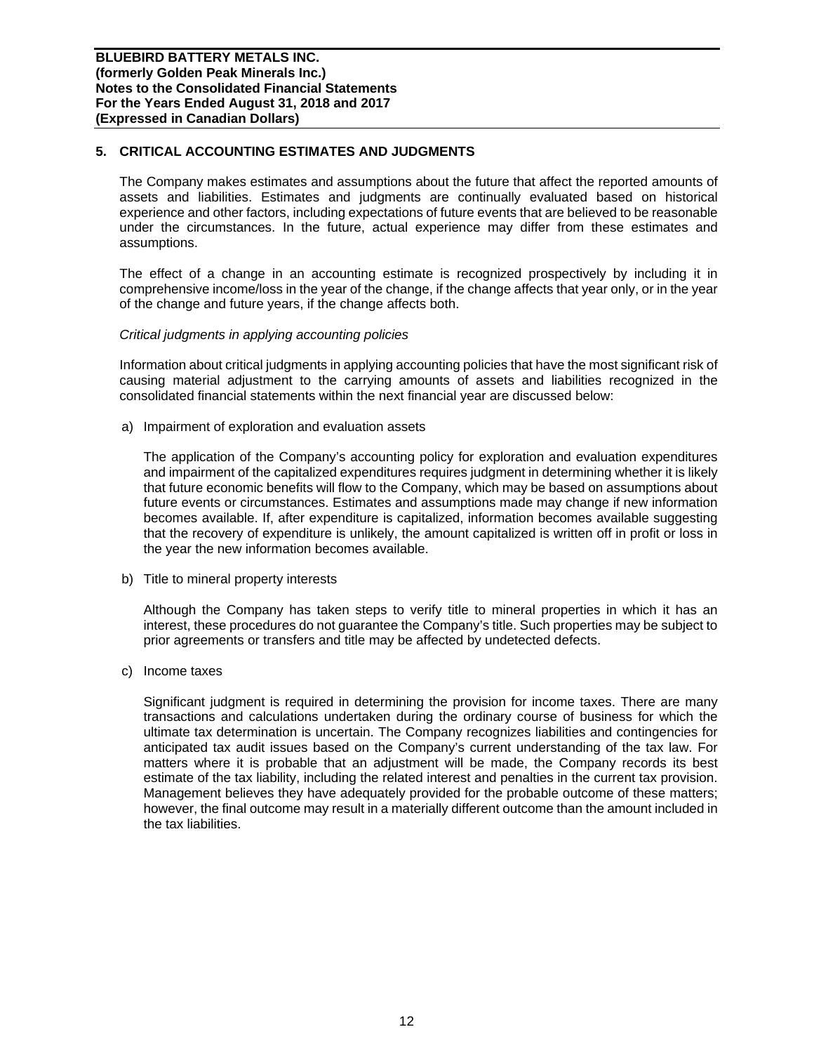## 5. CRITICAL ACCOUNTING ESTIMATES AND JUDGMENTS

The Company makes estimates and assumptions about the future that affect the reported amounts of assets and liabilities. Estimates and judgments are continually evaluated based on historical experience and other factors, including expectations of future events that are believed to be reasonable under the circumstances. In the future, actual experience may differ from these estimates and assumptions.

The effect of a change in an accounting estimate is recognized prospectively by including it in comprehensive income/loss in the year of the change, if the change affects that year only, or in the year of the change and future years, if the change affects both.

*Critical judgments in applying accounting policies*

Information about critical judgments in applying accounting policies that have the most significant risk of causing material adjustment to the carrying amounts of assets and liabilities recognized in the consolidated financial statements within the next financial year are discussed below:

a) Impairment of exploration and evaluation assets

The application of the Company's accounting policy for exploration and evaluation expenditures and impairment of the capitalized expenditures requires judgment in determining whether it is likely that future economic benefits will flow to the Company, which may be based on assumptions about future events or circumstances. Estimates and assumptions made may change if new information becomes available. If, after expenditure is capitalized, information becomes available suggesting that the recovery of expenditure is unlikely, the amount capitalized is written off in profit or loss in the year the new information becomes available.

b) Title to mineral property interests

Although the Company has taken steps to verify title to mineral properties in which it has an interest, these procedures do not guarantee the Company's title. Such properties may be subject to prior agreements or transfers and title may be affected by undetected defects.

c) Income taxes

Significant judgment is required in determining the provision for income taxes. There are many transactions and calculations undertaken during the ordinary course of business for which the ultimate tax determination is uncertain. The Company recognizes liabilities and contingencies for anticipated tax audit issues based on the Company's current understanding of the tax law. For matters where it is probable that an adjustment will be made, the Company records its best estimate of the tax liability, including the related interest and penalties in the current tax provision. Management believes they have adequately provided for the probable outcome of these matters; however, the final outcome may result in a materially different outcome than the amount included in the tax liabilities.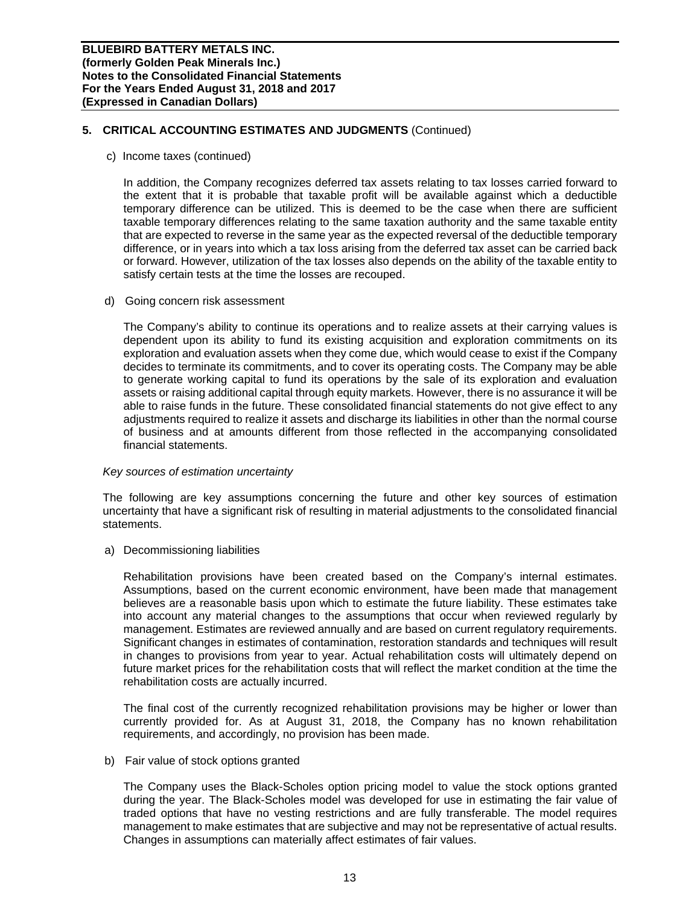## 5. CRITICAL ACCOUNTING ESTIMATES AND JUDGMENTS (Continued)

c) Income taxes (continued)

In addition, the Company recognizes deferred tax assets relating to tax losses carried forward to the extent that it is probable that taxable profit will be available against which a deductible temporary difference can be utilized. This is deemed to be the case when there are sufficient taxable temporary differences relating to the same taxation authority and the same taxable entity that are expected to reverse in the same year as the expected reversal of the deductible temporary difference, or in years into which a tax loss arising from the deferred tax asset can be carried back or forward. However, utilization of the tax losses also depends on the ability of the taxable entity to satisfy certain tests at the time the losses are recouped.

d) Going concern risk assessment

The Company's ability to continue its operations and to realize assets at their carrying values is dependent upon its ability to fund its existing acquisition and exploration commitments on its exploration and evaluation assets when they come due, which would cease to exist if the Company decides to terminate its commitments, and to cover its operating costs. The Company may be able to generate working capital to fund its operations by the sale of its exploration and evaluation assets or raising additional capital through equity markets. However, there is no assurance it will be able to raise funds in the future. These consolidated financial statements do not give effect to any adjustments required to realize it assets and discharge its liabilities in other than the normal course of business and at amounts different from those reflected in the accompanying consolidated financial statements.

*Key sources of estimation uncertainty*

The following are key assumptions concerning the future and other key sources of estimation uncertainty that have a significant risk of resulting in material adjustments to the consolidated financial statements.

a) Decommissioning liabilities

Rehabilitation provisions have been created based on the Company's internal estimates. Assumptions, based on the current economic environment, have been made that management believes are a reasonable basis upon which to estimate the future liability. These estimates take into account any material changes to the assumptions that occur when reviewed regularly by management. Estimates are reviewed annually and are based on current regulatory requirements. Significant changes in estimates of contamination, restoration standards and techniques will result in changes to provisions from year to year. Actual rehabilitation costs will ultimately depend on future market prices for the rehabilitation costs that will reflect the market condition at the time the rehabilitation costs are actually incurred.

The final cost of the currently recognized rehabilitation provisions may be higher or lower than currently provided for. As at August 31, 2018, the Company has no known rehabilitation requirements, and accordingly, no provision has been made.

b) Fair value of stock options granted

The Company uses the Black-Scholes option pricing model to value the stock options granted during the year. The Black-Scholes model was developed for use in estimating the fair value of traded options that have no vesting restrictions and are fully transferable. The model requires management to make estimates that are subjective and may not be representative of actual results. Changes in assumptions can materially affect estimates of fair values.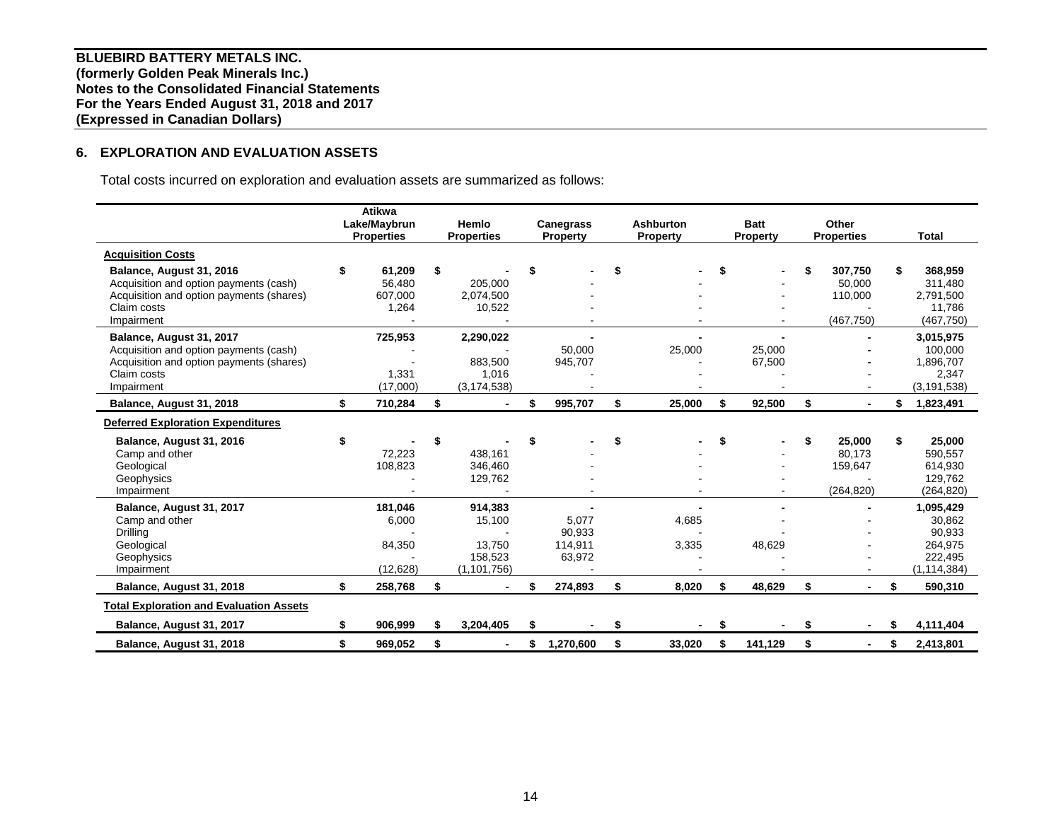**BLUEBIRD BATTERY METALS INC.**
**(formerly Golden Peak Minerals Inc.)**
**Notes to the Consolidated Financial Statements**
**For the Years Ended August 31, 2018 and 2017**
**(Expressed in Canadian Dollars)**

## 6. EXPLORATION AND EVALUATION ASSETS

Total costs incurred on exploration and evaluation assets are summarized as follows:

| | Atikwa Lake/Maybrun Properties | Hemlo Properties | Canegrass Property | Ashburton Property | Batt Property | Other Properties | Total |
|---|---|---|---|---|---|---|---|
| **Acquisition Costs** | | | | | | | |
| **Balance, August 31, 2016** | **$ 61,209** | **$ -** | **$ -** | **$ -** | **$ -** | **$ 307,750** | **$ 368,959** |
| Acquisition and option payments (cash) | 56,480 | 205,000 | - | - | - | 50,000 | 311,480 |
| Acquisition and option payments (shares) | 607,000 | 2,074,500 | - | - | - | 110,000 | 2,791,500 |
| Claim costs | 1,264 | 10,522 | - | - | - | - | 11,786 |
| Impairment | - | - | - | - | - | (467,750) | (467,750) |
| **Balance, August 31, 2017** | **725,953** | **2,290,022** | **-** | **-** | **-** | **-** | **3,015,975** |
| Acquisition and option payments (cash) | - | - | 50,000 | 25,000 | 25,000 | - | 100,000 |
| Acquisition and option payments (shares) | - | 883,500 | 945,707 | - | 67,500 | - | 1,896,707 |
| Claim costs | 1,331 | 1,016 | - | - | - | - | 2,347 |
| Impairment | (17,000) | (3,174,538) | - | - | - | - | (3,191,538) |
| **Balance, August 31, 2018** | **$ 710,284** | **$ -** | **$ 995,707** | **$ 25,000** | **$ 92,500** | **$ -** | **$ 1,823,491** |
| **Deferred Exploration Expenditures** | | | | | | | |
| **Balance, August 31, 2016** | **$ -** | **$ -** | **$ -** | **$ -** | **$ -** | **$ 25,000** | **$ 25,000** |
| Camp and other | 72,223 | 438,161 | - | - | - | 80,173 | 590,557 |
| Geological | 108,823 | 346,460 | - | - | - | 159,647 | 614,930 |
| Geophysics | - | 129,762 | - | - | - | - | 129,762 |
| Impairment | - | - | - | - | - | (264,820) | (264,820) |
| **Balance, August 31, 2017** | **181,046** | **914,383** | **-** | **-** | **-** | **-** | **1,095,429** |
| Camp and other | 6,000 | 15,100 | 5,077 | 4,685 | - | - | 30,862 |
| Drilling | - | - | 90,933 | - | - | - | 90,933 |
| Geological | 84,350 | 13,750 | 114,911 | 3,335 | 48,629 | - | 264,975 |
| Geophysics | - | 158,523 | 63,972 | - | - | - | 222,495 |
| Impairment | (12,628) | (1,101,756) | - | - | - | - | (1,114,384) |
| **Balance, August 31, 2018** | **$ 258,768** | **$ -** | **$ 274,893** | **$ 8,020** | **$ 48,629** | **$ -** | **$ 590,310** |
| **Total Exploration and Evaluation Assets** | | | | | | | |
| **Balance, August 31, 2017** | **$ 906,999** | **$ 3,204,405** | **$ -** | **$ -** | **$ -** | **$ -** | **$ 4,111,404** |
| **Balance, August 31, 2018** | **$ 969,052** | **$ -** | **$ 1,270,600** | **$ 33,020** | **$ 141,129** | **$ -** | **$ 2,413,801** |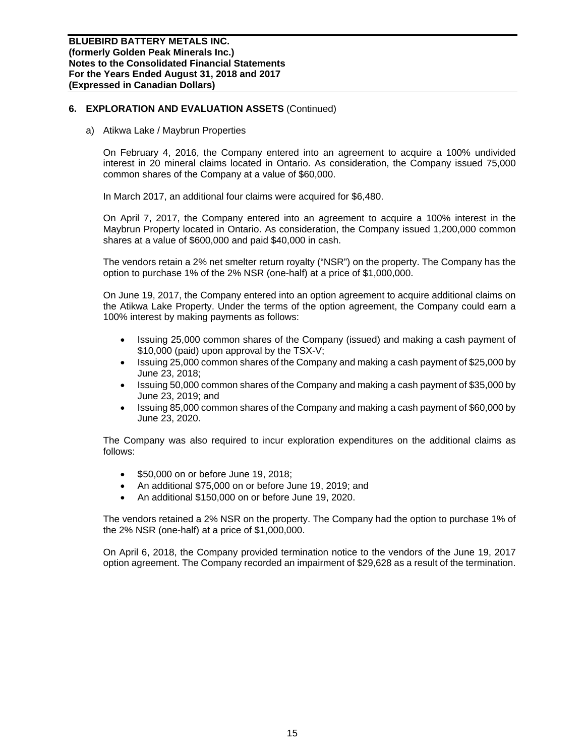## 6. EXPLORATION AND EVALUATION ASSETS (Continued)

a) Atikwa Lake / Maybrun Properties

On February 4, 2016, the Company entered into an agreement to acquire a 100% undivided interest in 20 mineral claims located in Ontario. As consideration, the Company issued 75,000 common shares of the Company at a value of $60,000.

In March 2017, an additional four claims were acquired for $6,480.

On April 7, 2017, the Company entered into an agreement to acquire a 100% interest in the Maybrun Property located in Ontario. As consideration, the Company issued 1,200,000 common shares at a value of $600,000 and paid $40,000 in cash.

The vendors retain a 2% net smelter return royalty ("NSR") on the property. The Company has the option to purchase 1% of the 2% NSR (one-half) at a price of $1,000,000.

On June 19, 2017, the Company entered into an option agreement to acquire additional claims on the Atikwa Lake Property. Under the terms of the option agreement, the Company could earn a 100% interest by making payments as follows:

- Issuing 25,000 common shares of the Company (issued) and making a cash payment of $10,000 (paid) upon approval by the TSX-V;
- Issuing 25,000 common shares of the Company and making a cash payment of $25,000 by June 23, 2018;
- Issuing 50,000 common shares of the Company and making a cash payment of $35,000 by June 23, 2019; and
- Issuing 85,000 common shares of the Company and making a cash payment of $60,000 by June 23, 2020.

The Company was also required to incur exploration expenditures on the additional claims as follows:

- $50,000 on or before June 19, 2018;
- An additional $75,000 on or before June 19, 2019; and
- An additional $150,000 on or before June 19, 2020.

The vendors retained a 2% NSR on the property. The Company had the option to purchase 1% of the 2% NSR (one-half) at a price of $1,000,000.

On April 6, 2018, the Company provided termination notice to the vendors of the June 19, 2017 option agreement. The Company recorded an impairment of $29,628 as a result of the termination.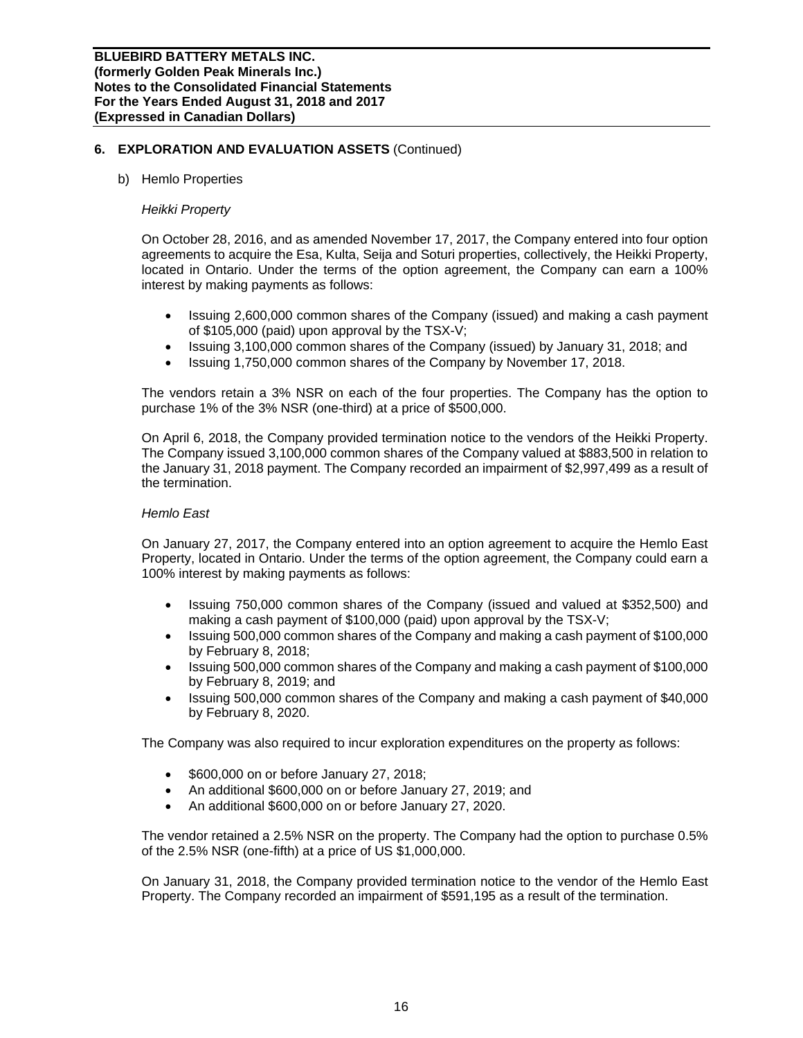## 6. EXPLORATION AND EVALUATION ASSETS (Continued)

b) Hemlo Properties

*Heikki Property*

On October 28, 2016, and as amended November 17, 2017, the Company entered into four option agreements to acquire the Esa, Kulta, Seija and Soturi properties, collectively, the Heikki Property, located in Ontario. Under the terms of the option agreement, the Company can earn a 100% interest by making payments as follows:

- Issuing 2,600,000 common shares of the Company (issued) and making a cash payment of $105,000 (paid) upon approval by the TSX-V;
- Issuing 3,100,000 common shares of the Company (issued) by January 31, 2018; and
- Issuing 1,750,000 common shares of the Company by November 17, 2018.

The vendors retain a 3% NSR on each of the four properties. The Company has the option to purchase 1% of the 3% NSR (one-third) at a price of $500,000.

On April 6, 2018, the Company provided termination notice to the vendors of the Heikki Property. The Company issued 3,100,000 common shares of the Company valued at $883,500 in relation to the January 31, 2018 payment. The Company recorded an impairment of $2,997,499 as a result of the termination.

*Hemlo East*

On January 27, 2017, the Company entered into an option agreement to acquire the Hemlo East Property, located in Ontario. Under the terms of the option agreement, the Company could earn a 100% interest by making payments as follows:

- Issuing 750,000 common shares of the Company (issued and valued at $352,500) and making a cash payment of $100,000 (paid) upon approval by the TSX-V;
- Issuing 500,000 common shares of the Company and making a cash payment of $100,000 by February 8, 2018;
- Issuing 500,000 common shares of the Company and making a cash payment of $100,000 by February 8, 2019; and
- Issuing 500,000 common shares of the Company and making a cash payment of $40,000 by February 8, 2020.

The Company was also required to incur exploration expenditures on the property as follows:

- $600,000 on or before January 27, 2018;
- An additional $600,000 on or before January 27, 2019; and
- An additional $600,000 on or before January 27, 2020.

The vendor retained a 2.5% NSR on the property. The Company had the option to purchase 0.5% of the 2.5% NSR (one-fifth) at a price of US $1,000,000.

On January 31, 2018, the Company provided termination notice to the vendor of the Hemlo East Property. The Company recorded an impairment of $591,195 as a result of the termination.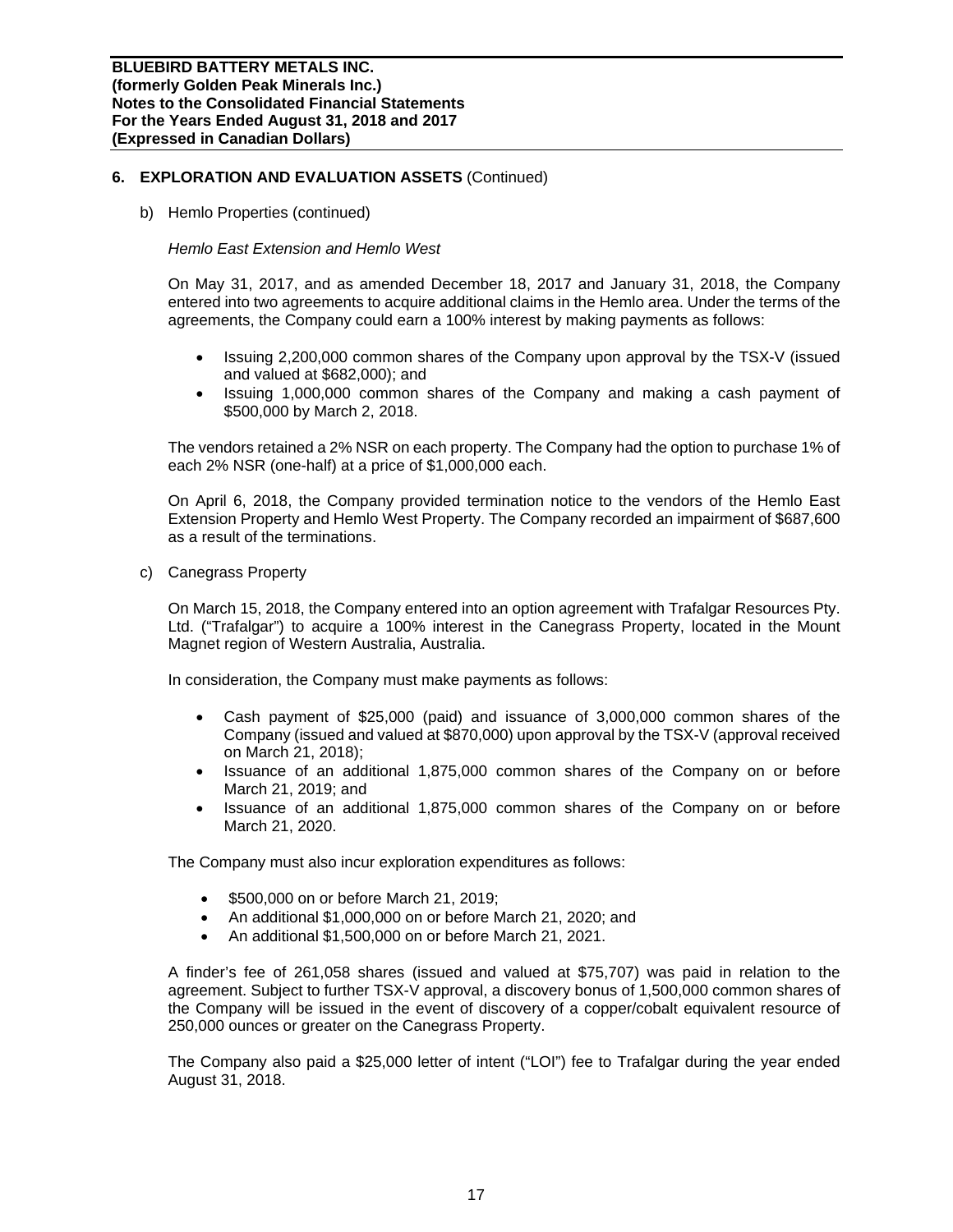## 6. EXPLORATION AND EVALUATION ASSETS (Continued)

b) Hemlo Properties (continued)

*Hemlo East Extension and Hemlo West*

On May 31, 2017, and as amended December 18, 2017 and January 31, 2018, the Company entered into two agreements to acquire additional claims in the Hemlo area. Under the terms of the agreements, the Company could earn a 100% interest by making payments as follows:

- Issuing 2,200,000 common shares of the Company upon approval by the TSX-V (issued and valued at $682,000); and
- Issuing 1,000,000 common shares of the Company and making a cash payment of $500,000 by March 2, 2018.

The vendors retained a 2% NSR on each property. The Company had the option to purchase 1% of each 2% NSR (one-half) at a price of $1,000,000 each.

On April 6, 2018, the Company provided termination notice to the vendors of the Hemlo East Extension Property and Hemlo West Property. The Company recorded an impairment of $687,600 as a result of the terminations.

c) Canegrass Property

On March 15, 2018, the Company entered into an option agreement with Trafalgar Resources Pty. Ltd. ("Trafalgar") to acquire a 100% interest in the Canegrass Property, located in the Mount Magnet region of Western Australia, Australia.

In consideration, the Company must make payments as follows:

- Cash payment of $25,000 (paid) and issuance of 3,000,000 common shares of the Company (issued and valued at $870,000) upon approval by the TSX-V (approval received on March 21, 2018);
- Issuance of an additional 1,875,000 common shares of the Company on or before March 21, 2019; and
- Issuance of an additional 1,875,000 common shares of the Company on or before March 21, 2020.

The Company must also incur exploration expenditures as follows:

- $500,000 on or before March 21, 2019;
- An additional $1,000,000 on or before March 21, 2020; and
- An additional $1,500,000 on or before March 21, 2021.

A finder's fee of 261,058 shares (issued and valued at $75,707) was paid in relation to the agreement. Subject to further TSX-V approval, a discovery bonus of 1,500,000 common shares of the Company will be issued in the event of discovery of a copper/cobalt equivalent resource of 250,000 ounces or greater on the Canegrass Property.

The Company also paid a $25,000 letter of intent ("LOI") fee to Trafalgar during the year ended August 31, 2018.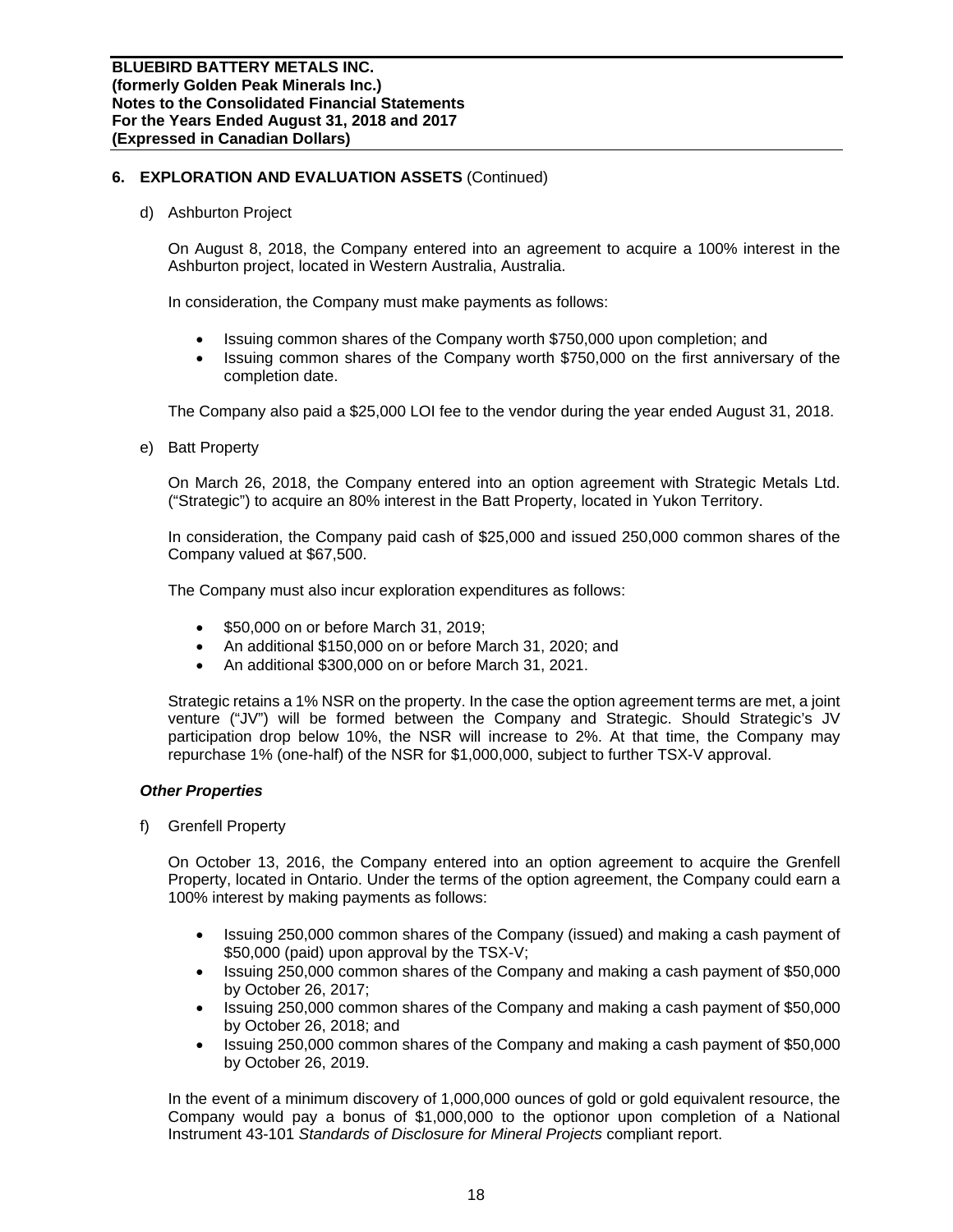## 6. EXPLORATION AND EVALUATION ASSETS (Continued)

d) Ashburton Project

On August 8, 2018, the Company entered into an agreement to acquire a 100% interest in the Ashburton project, located in Western Australia, Australia.

In consideration, the Company must make payments as follows:

- Issuing common shares of the Company worth $750,000 upon completion; and
- Issuing common shares of the Company worth $750,000 on the first anniversary of the completion date.

The Company also paid a $25,000 LOI fee to the vendor during the year ended August 31, 2018.

e) Batt Property

On March 26, 2018, the Company entered into an option agreement with Strategic Metals Ltd. ("Strategic") to acquire an 80% interest in the Batt Property, located in Yukon Territory.

In consideration, the Company paid cash of $25,000 and issued 250,000 common shares of the Company valued at $67,500.

The Company must also incur exploration expenditures as follows:

- $50,000 on or before March 31, 2019;
- An additional $150,000 on or before March 31, 2020; and
- An additional $300,000 on or before March 31, 2021.

Strategic retains a 1% NSR on the property. In the case the option agreement terms are met, a joint venture ("JV") will be formed between the Company and Strategic. Should Strategic's JV participation drop below 10%, the NSR will increase to 2%. At that time, the Company may repurchase 1% (one-half) of the NSR for $1,000,000, subject to further TSX-V approval.

***Other Properties***

f) Grenfell Property

On October 13, 2016, the Company entered into an option agreement to acquire the Grenfell Property, located in Ontario. Under the terms of the option agreement, the Company could earn a 100% interest by making payments as follows:

- Issuing 250,000 common shares of the Company (issued) and making a cash payment of $50,000 (paid) upon approval by the TSX-V;
- Issuing 250,000 common shares of the Company and making a cash payment of $50,000 by October 26, 2017;
- Issuing 250,000 common shares of the Company and making a cash payment of $50,000 by October 26, 2018; and
- Issuing 250,000 common shares of the Company and making a cash payment of $50,000 by October 26, 2019.

In the event of a minimum discovery of 1,000,000 ounces of gold or gold equivalent resource, the Company would pay a bonus of $1,000,000 to the optionor upon completion of a National Instrument 43-101 *Standards of Disclosure for Mineral Projects* compliant report.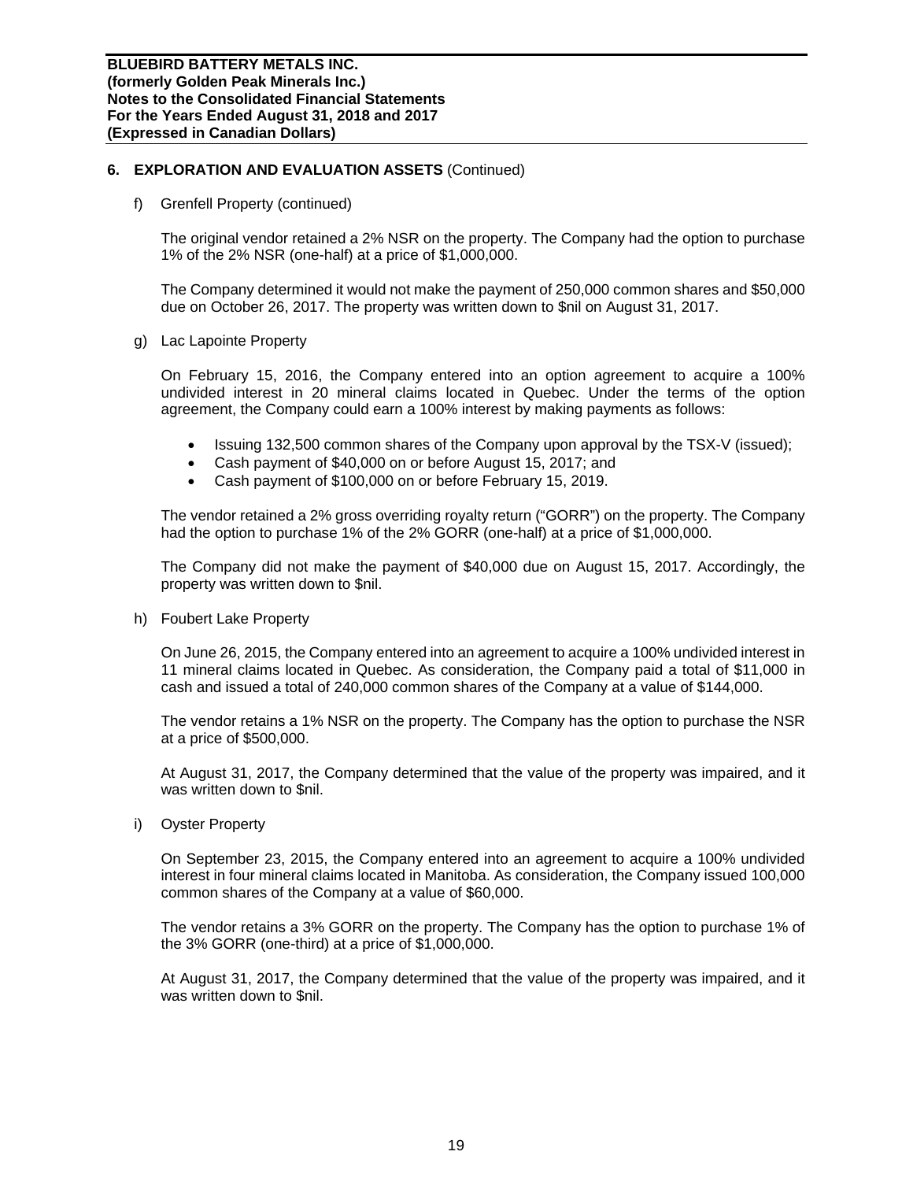## 6. EXPLORATION AND EVALUATION ASSETS (Continued)

f) Grenfell Property (continued)

The original vendor retained a 2% NSR on the property. The Company had the option to purchase 1% of the 2% NSR (one-half) at a price of $1,000,000.

The Company determined it would not make the payment of 250,000 common shares and $50,000 due on October 26, 2017. The property was written down to $nil on August 31, 2017.

g) Lac Lapointe Property

On February 15, 2016, the Company entered into an option agreement to acquire a 100% undivided interest in 20 mineral claims located in Quebec. Under the terms of the option agreement, the Company could earn a 100% interest by making payments as follows:

- Issuing 132,500 common shares of the Company upon approval by the TSX-V (issued);
- Cash payment of $40,000 on or before August 15, 2017; and
- Cash payment of $100,000 on or before February 15, 2019.

The vendor retained a 2% gross overriding royalty return ("GORR") on the property. The Company had the option to purchase 1% of the 2% GORR (one-half) at a price of $1,000,000.

The Company did not make the payment of $40,000 due on August 15, 2017. Accordingly, the property was written down to $nil.

h) Foubert Lake Property

On June 26, 2015, the Company entered into an agreement to acquire a 100% undivided interest in 11 mineral claims located in Quebec. As consideration, the Company paid a total of $11,000 in cash and issued a total of 240,000 common shares of the Company at a value of $144,000.

The vendor retains a 1% NSR on the property. The Company has the option to purchase the NSR at a price of $500,000.

At August 31, 2017, the Company determined that the value of the property was impaired, and it was written down to $nil.

i) Oyster Property

On September 23, 2015, the Company entered into an agreement to acquire a 100% undivided interest in four mineral claims located in Manitoba. As consideration, the Company issued 100,000 common shares of the Company at a value of $60,000.

The vendor retains a 3% GORR on the property. The Company has the option to purchase 1% of the 3% GORR (one-third) at a price of $1,000,000.

At August 31, 2017, the Company determined that the value of the property was impaired, and it was written down to $nil.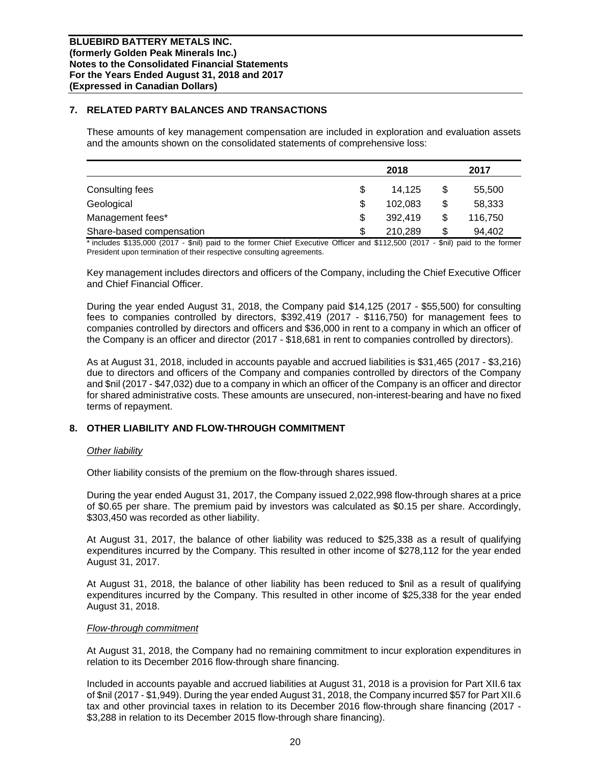**BLUEBIRD BATTERY METALS INC.**
**(formerly Golden Peak Minerals Inc.)**
**Notes to the Consolidated Financial Statements**
**For the Years Ended August 31, 2018 and 2017**
**(Expressed in Canadian Dollars)**

## 7. RELATED PARTY BALANCES AND TRANSACTIONS

These amounts of key management compensation are included in exploration and evaluation assets and the amounts shown on the consolidated statements of comprehensive loss:

| | | 2018 | | 2017 |
|---|---|---|---|---|
| Consulting fees | $ | 14,125 | $ | 55,500 |
| Geological | $ | 102,083 | $ | 58,333 |
| Management fees* | $ | 392,419 | $ | 116,750 |
| Share-based compensation | $ | 210,289 | $ | 94,402 |

\* includes $135,000 (2017 - $nil) paid to the former Chief Executive Officer and $112,500 (2017 - $nil) paid to the former President upon termination of their respective consulting agreements.

Key management includes directors and officers of the Company, including the Chief Executive Officer and Chief Financial Officer.

During the year ended August 31, 2018, the Company paid $14,125 (2017 - $55,500) for consulting fees to companies controlled by directors, $392,419 (2017 - $116,750) for management fees to companies controlled by directors and officers and $36,000 in rent to a company in which an officer of the Company is an officer and director (2017 - $18,681 in rent to companies controlled by directors).

As at August 31, 2018, included in accounts payable and accrued liabilities is $31,465 (2017 - $3,216) due to directors and officers of the Company and companies controlled by directors of the Company and $nil (2017 - $47,032) due to a company in which an officer of the Company is an officer and director for shared administrative costs. These amounts are unsecured, non-interest-bearing and have no fixed terms of repayment.

## 8. OTHER LIABILITY AND FLOW-THROUGH COMMITMENT

*Other liability*

Other liability consists of the premium on the flow-through shares issued.

During the year ended August 31, 2017, the Company issued 2,022,998 flow-through shares at a price of $0.65 per share. The premium paid by investors was calculated as $0.15 per share. Accordingly, $303,450 was recorded as other liability.

At August 31, 2017, the balance of other liability was reduced to $25,338 as a result of qualifying expenditures incurred by the Company. This resulted in other income of $278,112 for the year ended August 31, 2017.

At August 31, 2018, the balance of other liability has been reduced to $nil as a result of qualifying expenditures incurred by the Company. This resulted in other income of $25,338 for the year ended August 31, 2018.

*Flow-through commitment*

At August 31, 2018, the Company had no remaining commitment to incur exploration expenditures in relation to its December 2016 flow-through share financing.

Included in accounts payable and accrued liabilities at August 31, 2018 is a provision for Part XII.6 tax of $nil (2017 - $1,949). During the year ended August 31, 2018, the Company incurred $57 for Part XII.6 tax and other provincial taxes in relation to its December 2016 flow-through share financing (2017 - $3,288 in relation to its December 2015 flow-through share financing).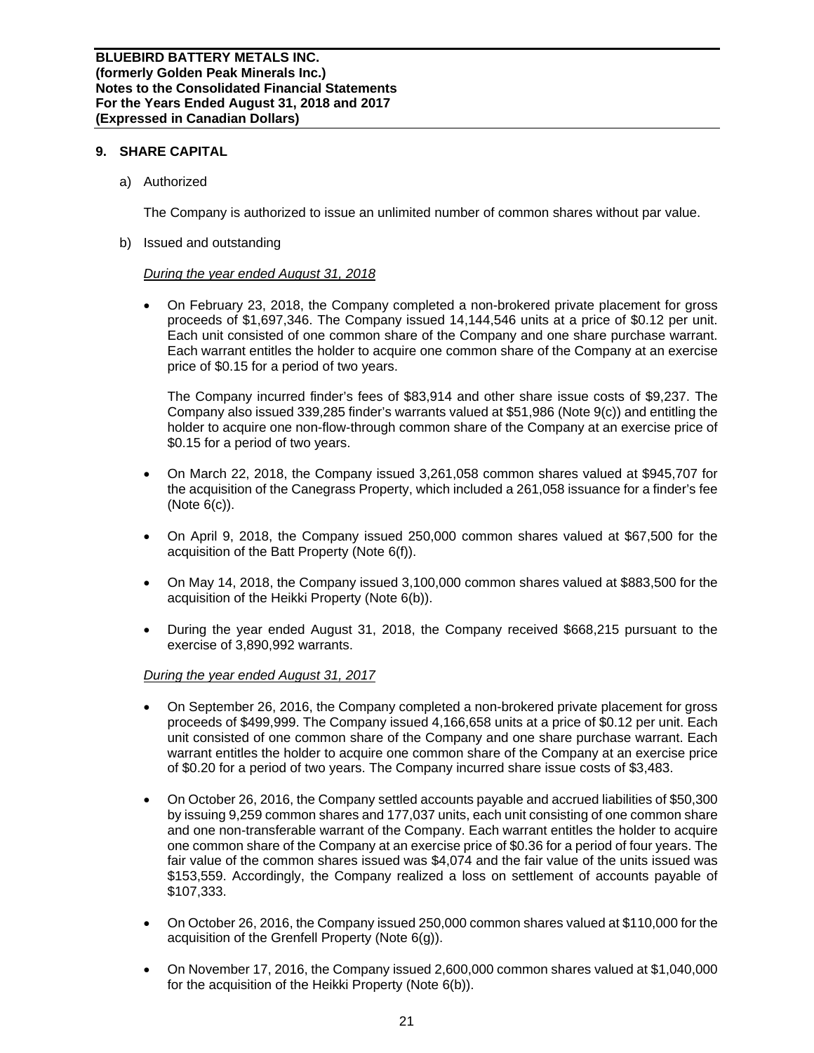## 9. SHARE CAPITAL

a) Authorized

The Company is authorized to issue an unlimited number of common shares without par value.

b) Issued and outstanding

*During the year ended August 31, 2018*

- On February 23, 2018, the Company completed a non-brokered private placement for gross proceeds of $1,697,346. The Company issued 14,144,546 units at a price of $0.12 per unit. Each unit consisted of one common share of the Company and one share purchase warrant. Each warrant entitles the holder to acquire one common share of the Company at an exercise price of $0.15 for a period of two years.

  The Company incurred finder's fees of $83,914 and other share issue costs of $9,237. The Company also issued 339,285 finder's warrants valued at $51,986 (Note 9(c)) and entitling the holder to acquire one non-flow-through common share of the Company at an exercise price of $0.15 for a period of two years.

- On March 22, 2018, the Company issued 3,261,058 common shares valued at $945,707 for the acquisition of the Canegrass Property, which included a 261,058 issuance for a finder's fee (Note 6(c)).

- On April 9, 2018, the Company issued 250,000 common shares valued at $67,500 for the acquisition of the Batt Property (Note 6(f)).

- On May 14, 2018, the Company issued 3,100,000 common shares valued at $883,500 for the acquisition of the Heikki Property (Note 6(b)).

- During the year ended August 31, 2018, the Company received $668,215 pursuant to the exercise of 3,890,992 warrants.

*During the year ended August 31, 2017*

- On September 26, 2016, the Company completed a non-brokered private placement for gross proceeds of $499,999. The Company issued 4,166,658 units at a price of $0.12 per unit. Each unit consisted of one common share of the Company and one share purchase warrant. Each warrant entitles the holder to acquire one common share of the Company at an exercise price of $0.20 for a period of two years. The Company incurred share issue costs of $3,483.

- On October 26, 2016, the Company settled accounts payable and accrued liabilities of $50,300 by issuing 9,259 common shares and 177,037 units, each unit consisting of one common share and one non-transferable warrant of the Company. Each warrant entitles the holder to acquire one common share of the Company at an exercise price of $0.36 for a period of four years. The fair value of the common shares issued was $4,074 and the fair value of the units issued was $153,559. Accordingly, the Company realized a loss on settlement of accounts payable of $107,333.

- On October 26, 2016, the Company issued 250,000 common shares valued at $110,000 for the acquisition of the Grenfell Property (Note 6(g)).

- On November 17, 2016, the Company issued 2,600,000 common shares valued at $1,040,000 for the acquisition of the Heikki Property (Note 6(b)).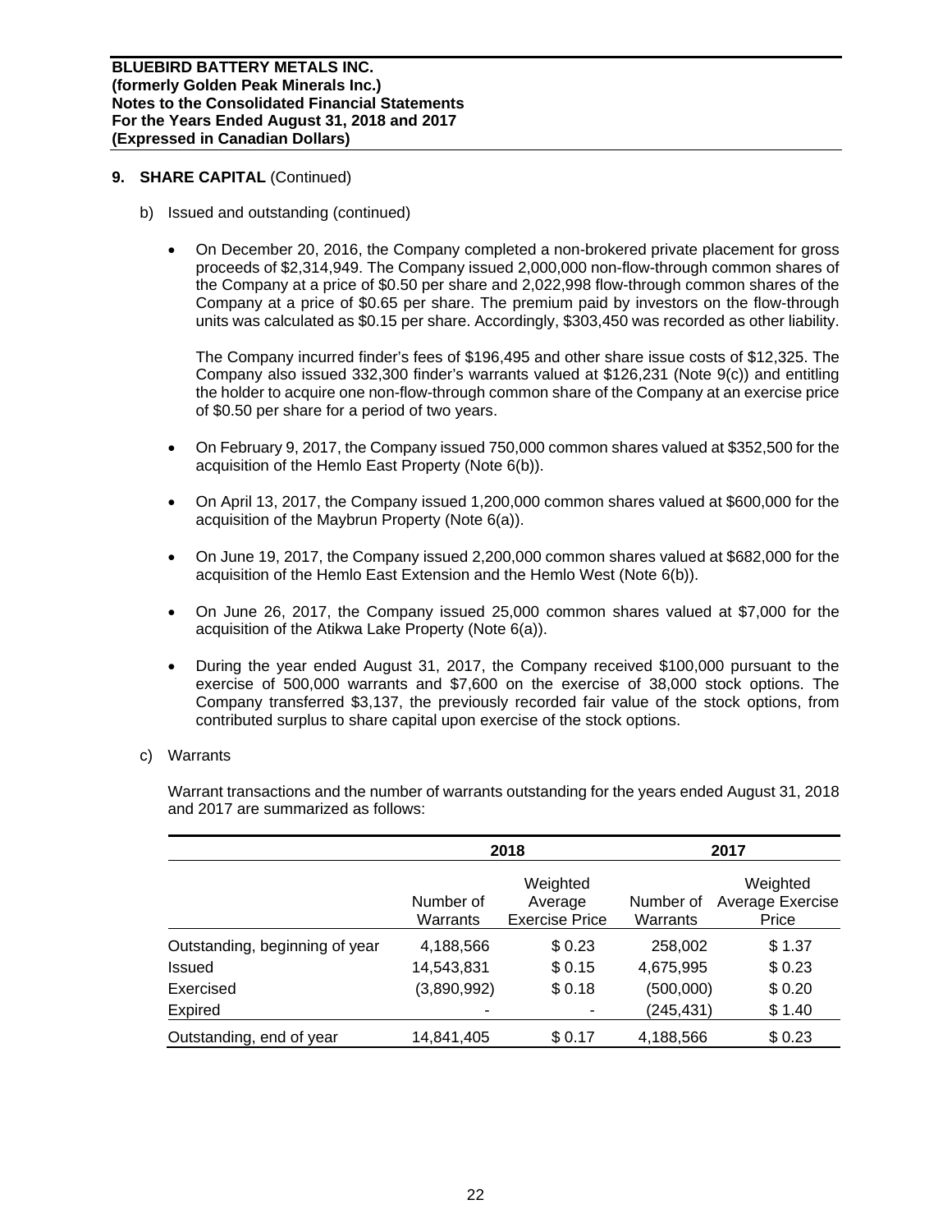## 9. SHARE CAPITAL (Continued)

b) Issued and outstanding (continued)

- On December 20, 2016, the Company completed a non-brokered private placement for gross proceeds of $2,314,949. The Company issued 2,000,000 non-flow-through common shares of the Company at a price of $0.50 per share and 2,022,998 flow-through common shares of the Company at a price of $0.65 per share. The premium paid by investors on the flow-through units was calculated as $0.15 per share. Accordingly, $303,450 was recorded as other liability.

  The Company incurred finder's fees of $196,495 and other share issue costs of $12,325. The Company also issued 332,300 finder's warrants valued at $126,231 (Note 9(c)) and entitling the holder to acquire one non-flow-through common share of the Company at an exercise price of $0.50 per share for a period of two years.

- On February 9, 2017, the Company issued 750,000 common shares valued at $352,500 for the acquisition of the Hemlo East Property (Note 6(b)).

- On April 13, 2017, the Company issued 1,200,000 common shares valued at $600,000 for the acquisition of the Maybrun Property (Note 6(a)).

- On June 19, 2017, the Company issued 2,200,000 common shares valued at $682,000 for the acquisition of the Hemlo East Extension and the Hemlo West (Note 6(b)).

- On June 26, 2017, the Company issued 25,000 common shares valued at $7,000 for the acquisition of the Atikwa Lake Property (Note 6(a)).

- During the year ended August 31, 2017, the Company received $100,000 pursuant to the exercise of 500,000 warrants and $7,600 on the exercise of 38,000 stock options. The Company transferred $3,137, the previously recorded fair value of the stock options, from contributed surplus to share capital upon exercise of the stock options.

c) Warrants

Warrant transactions and the number of warrants outstanding for the years ended August 31, 2018 and 2017 are summarized as follows:

| | 2018 | | 2017 | |
|---|---|---|---|---|
| | Number of Warrants | Weighted Average Exercise Price | Number of Warrants | Weighted Average Exercise Price |
| Outstanding, beginning of year | 4,188,566 | $ 0.23 | 258,002 | $ 1.37 |
| Issued | 14,543,831 | $ 0.15 | 4,675,995 | $ 0.23 |
| Exercised | (3,890,992) | $ 0.18 | (500,000) | $ 0.20 |
| Expired | - | - | (245,431) | $ 1.40 |
| Outstanding, end of year | 14,841,405 | $ 0.17 | 4,188,566 | $ 0.23 |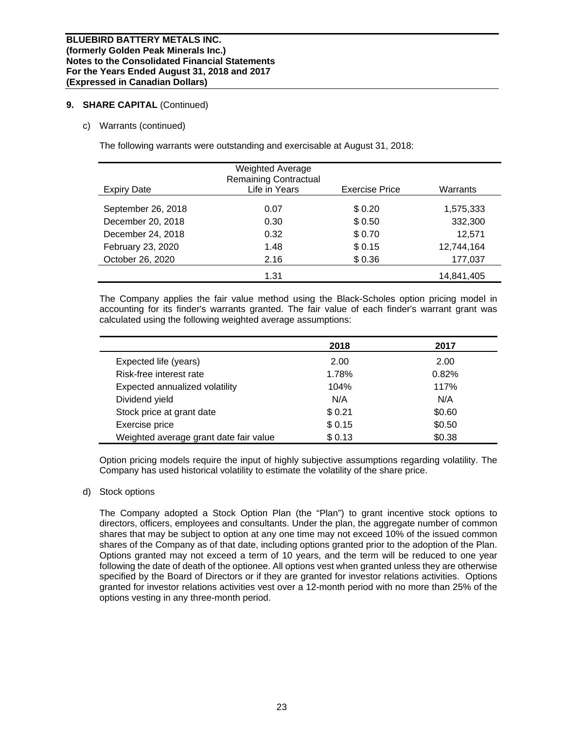## 9. SHARE CAPITAL (Continued)

c) Warrants (continued)

The following warrants were outstanding and exercisable at August 31, 2018:

| Expiry Date | Weighted Average Remaining Contractual Life in Years | Exercise Price | Warrants |
|---|---|---|---|
| September 26, 2018 | 0.07 | $ 0.20 | 1,575,333 |
| December 20, 2018 | 0.30 | $ 0.50 | 332,300 |
| December 24, 2018 | 0.32 | $ 0.70 | 12,571 |
| February 23, 2020 | 1.48 | $ 0.15 | 12,744,164 |
| October 26, 2020 | 2.16 | $ 0.36 | 177,037 |
| | 1.31 | | 14,841,405 |

The Company applies the fair value method using the Black-Scholes option pricing model in accounting for its finder's warrants granted. The fair value of each finder's warrant grant was calculated using the following weighted average assumptions:

| | 2018 | 2017 |
|---|---|---|
| Expected life (years) | 2.00 | 2.00 |
| Risk-free interest rate | 1.78% | 0.82% |
| Expected annualized volatility | 104% | 117% |
| Dividend yield | N/A | N/A |
| Stock price at grant date | $ 0.21 | $0.60 |
| Exercise price | $ 0.15 | $0.50 |
| Weighted average grant date fair value | $ 0.13 | $0.38 |

Option pricing models require the input of highly subjective assumptions regarding volatility. The Company has used historical volatility to estimate the volatility of the share price.

d) Stock options

The Company adopted a Stock Option Plan (the "Plan") to grant incentive stock options to directors, officers, employees and consultants. Under the plan, the aggregate number of common shares that may be subject to option at any one time may not exceed 10% of the issued common shares of the Company as of that date, including options granted prior to the adoption of the Plan. Options granted may not exceed a term of 10 years, and the term will be reduced to one year following the date of death of the optionee. All options vest when granted unless they are otherwise specified by the Board of Directors or if they are granted for investor relations activities. Options granted for investor relations activities vest over a 12-month period with no more than 25% of the options vesting in any three-month period.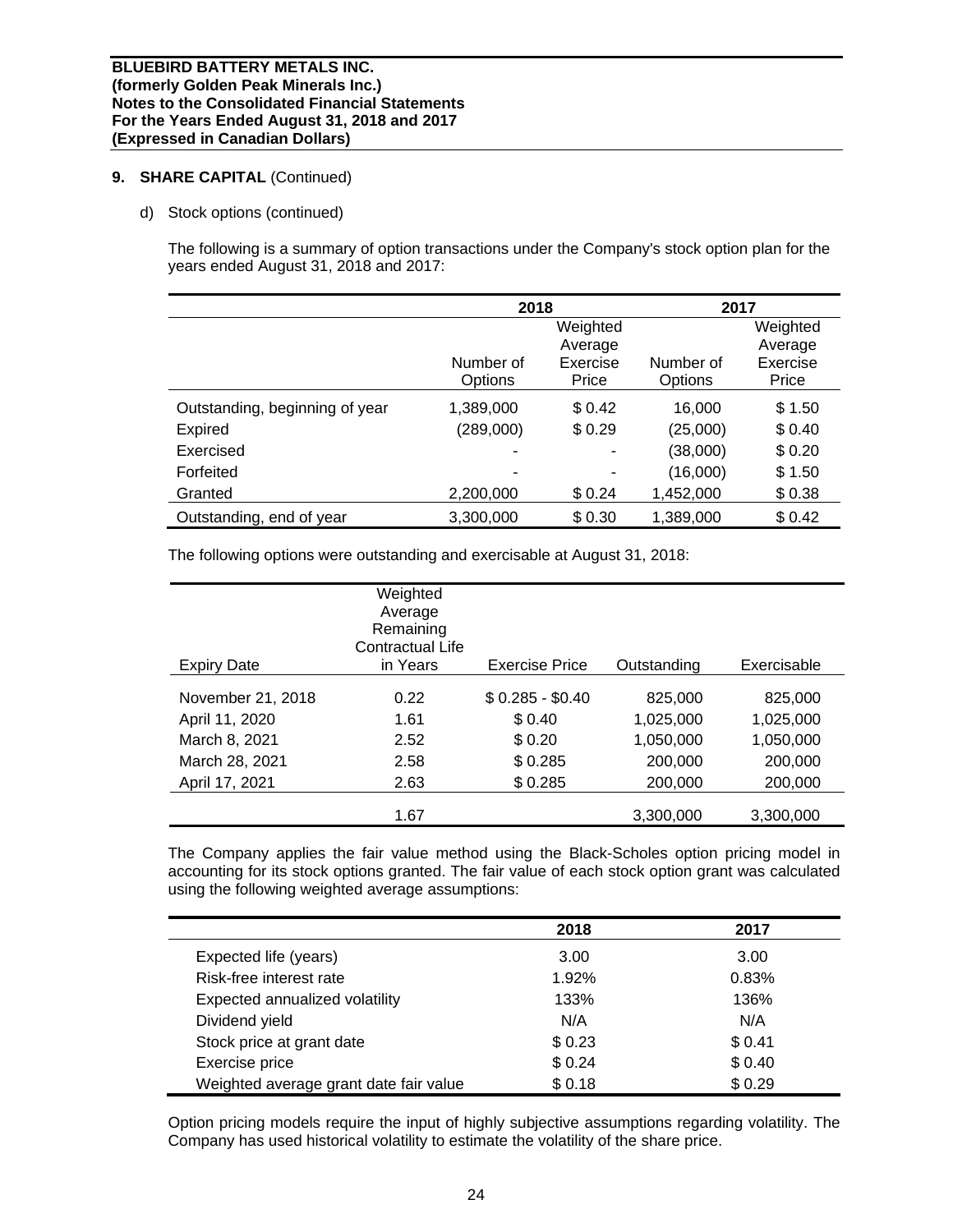**BLUEBIRD BATTERY METALS INC.**
**(formerly Golden Peak Minerals Inc.)**
**Notes to the Consolidated Financial Statements**
**For the Years Ended August 31, 2018 and 2017**
**(Expressed in Canadian Dollars)**

## 9. SHARE CAPITAL (Continued)

d) Stock options (continued)

The following is a summary of option transactions under the Company's stock option plan for the years ended August 31, 2018 and 2017:

| | 2018 | | 2017 | |
|---|---|---|---|---|
| | Number of Options | Weighted Average Exercise Price | Number of Options | Weighted Average Exercise Price |
| Outstanding, beginning of year | 1,389,000 | $ 0.42 | 16,000 | $ 1.50 |
| Expired | (289,000) | $ 0.29 | (25,000) | $ 0.40 |
| Exercised | - | - | (38,000) | $ 0.20 |
| Forfeited | - | - | (16,000) | $ 1.50 |
| Granted | 2,200,000 | $ 0.24 | 1,452,000 | $ 0.38 |
| Outstanding, end of year | 3,300,000 | $ 0.30 | 1,389,000 | $ 0.42 |

The following options were outstanding and exercisable at August 31, 2018:

| Expiry Date | Weighted Average Remaining Contractual Life in Years | Exercise Price | Outstanding | Exercisable |
|---|---|---|---|---|
| November 21, 2018 | 0.22 | $ 0.285 - $0.40 | 825,000 | 825,000 |
| April 11, 2020 | 1.61 | $ 0.40 | 1,025,000 | 1,025,000 |
| March 8, 2021 | 2.52 | $ 0.20 | 1,050,000 | 1,050,000 |
| March 28, 2021 | 2.58 | $ 0.285 | 200,000 | 200,000 |
| April 17, 2021 | 2.63 | $ 0.285 | 200,000 | 200,000 |
| | 1.67 | | 3,300,000 | 3,300,000 |

The Company applies the fair value method using the Black-Scholes option pricing model in accounting for its stock options granted. The fair value of each stock option grant was calculated using the following weighted average assumptions:

| | 2018 | 2017 |
|---|---|---|
| Expected life (years) | 3.00 | 3.00 |
| Risk-free interest rate | 1.92% | 0.83% |
| Expected annualized volatility | 133% | 136% |
| Dividend yield | N/A | N/A |
| Stock price at grant date | $ 0.23 | $ 0.41 |
| Exercise price | $ 0.24 | $ 0.40 |
| Weighted average grant date fair value | $ 0.18 | $ 0.29 |

Option pricing models require the input of highly subjective assumptions regarding volatility. The Company has used historical volatility to estimate the volatility of the share price.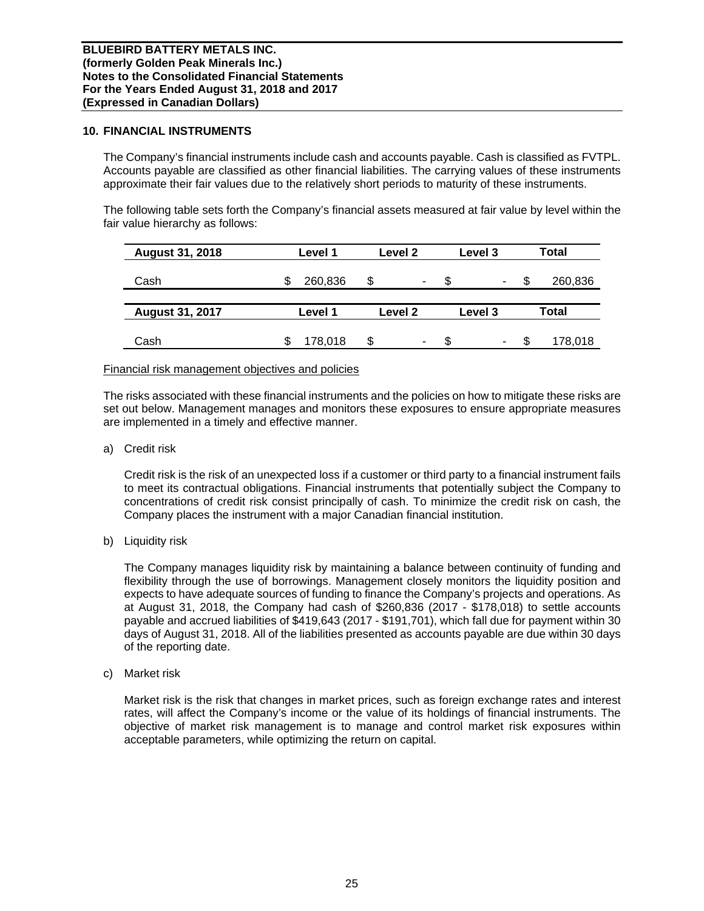**BLUEBIRD BATTERY METALS INC.**
**(formerly Golden Peak Minerals Inc.)**
**Notes to the Consolidated Financial Statements**
**For the Years Ended August 31, 2018 and 2017**
**(Expressed in Canadian Dollars)**

## 10. FINANCIAL INSTRUMENTS

The Company's financial instruments include cash and accounts payable. Cash is classified as FVTPL. Accounts payable are classified as other financial liabilities. The carrying values of these instruments approximate their fair values due to the relatively short periods to maturity of these instruments.

The following table sets forth the Company's financial assets measured at fair value by level within the fair value hierarchy as follows:

| August 31, 2018 | Level 1 | Level 2 | Level 3 | Total |
|---|---|---|---|---|
| Cash | $ 260,836 | $ - | $ - | $ 260,836 |

| August 31, 2017 | Level 1 | Level 2 | Level 3 | Total |
|---|---|---|---|---|
| Cash | $ 178,018 | $ - | $ - | $ 178,018 |

Financial risk management objectives and policies

The risks associated with these financial instruments and the policies on how to mitigate these risks are set out below. Management manages and monitors these exposures to ensure appropriate measures are implemented in a timely and effective manner.

a) Credit risk

Credit risk is the risk of an unexpected loss if a customer or third party to a financial instrument fails to meet its contractual obligations. Financial instruments that potentially subject the Company to concentrations of credit risk consist principally of cash. To minimize the credit risk on cash, the Company places the instrument with a major Canadian financial institution.

b) Liquidity risk

The Company manages liquidity risk by maintaining a balance between continuity of funding and flexibility through the use of borrowings. Management closely monitors the liquidity position and expects to have adequate sources of funding to finance the Company's projects and operations. As at August 31, 2018, the Company had cash of $260,836 (2017 - $178,018) to settle accounts payable and accrued liabilities of $419,643 (2017 - $191,701), which fall due for payment within 30 days of August 31, 2018. All of the liabilities presented as accounts payable are due within 30 days of the reporting date.

c) Market risk

Market risk is the risk that changes in market prices, such as foreign exchange rates and interest rates, will affect the Company's income or the value of its holdings of financial instruments. The objective of market risk management is to manage and control market risk exposures within acceptable parameters, while optimizing the return on capital.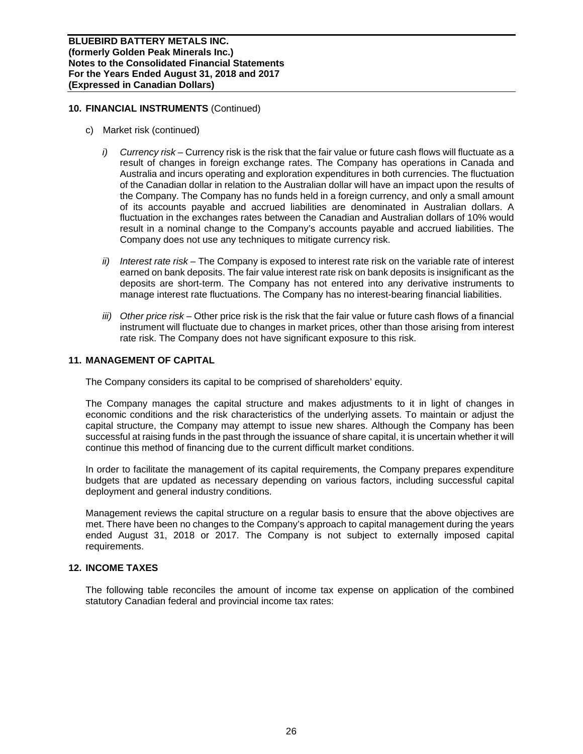## 10. FINANCIAL INSTRUMENTS (Continued)

c) Market risk (continued)

*i) Currency risk* – Currency risk is the risk that the fair value or future cash flows will fluctuate as a result of changes in foreign exchange rates. The Company has operations in Canada and Australia and incurs operating and exploration expenditures in both currencies. The fluctuation of the Canadian dollar in relation to the Australian dollar will have an impact upon the results of the Company. The Company has no funds held in a foreign currency, and only a small amount of its accounts payable and accrued liabilities are denominated in Australian dollars. A fluctuation in the exchanges rates between the Canadian and Australian dollars of 10% would result in a nominal change to the Company's accounts payable and accrued liabilities. The Company does not use any techniques to mitigate currency risk.

*ii) Interest rate risk* – The Company is exposed to interest rate risk on the variable rate of interest earned on bank deposits. The fair value interest rate risk on bank deposits is insignificant as the deposits are short-term. The Company has not entered into any derivative instruments to manage interest rate fluctuations. The Company has no interest-bearing financial liabilities.

*iii) Other price risk* – Other price risk is the risk that the fair value or future cash flows of a financial instrument will fluctuate due to changes in market prices, other than those arising from interest rate risk. The Company does not have significant exposure to this risk.

## 11. MANAGEMENT OF CAPITAL

The Company considers its capital to be comprised of shareholders' equity.

The Company manages the capital structure and makes adjustments to it in light of changes in economic conditions and the risk characteristics of the underlying assets. To maintain or adjust the capital structure, the Company may attempt to issue new shares. Although the Company has been successful at raising funds in the past through the issuance of share capital, it is uncertain whether it will continue this method of financing due to the current difficult market conditions.

In order to facilitate the management of its capital requirements, the Company prepares expenditure budgets that are updated as necessary depending on various factors, including successful capital deployment and general industry conditions.

Management reviews the capital structure on a regular basis to ensure that the above objectives are met. There have been no changes to the Company's approach to capital management during the years ended August 31, 2018 or 2017. The Company is not subject to externally imposed capital requirements.

## 12. INCOME TAXES

The following table reconciles the amount of income tax expense on application of the combined statutory Canadian federal and provincial income tax rates: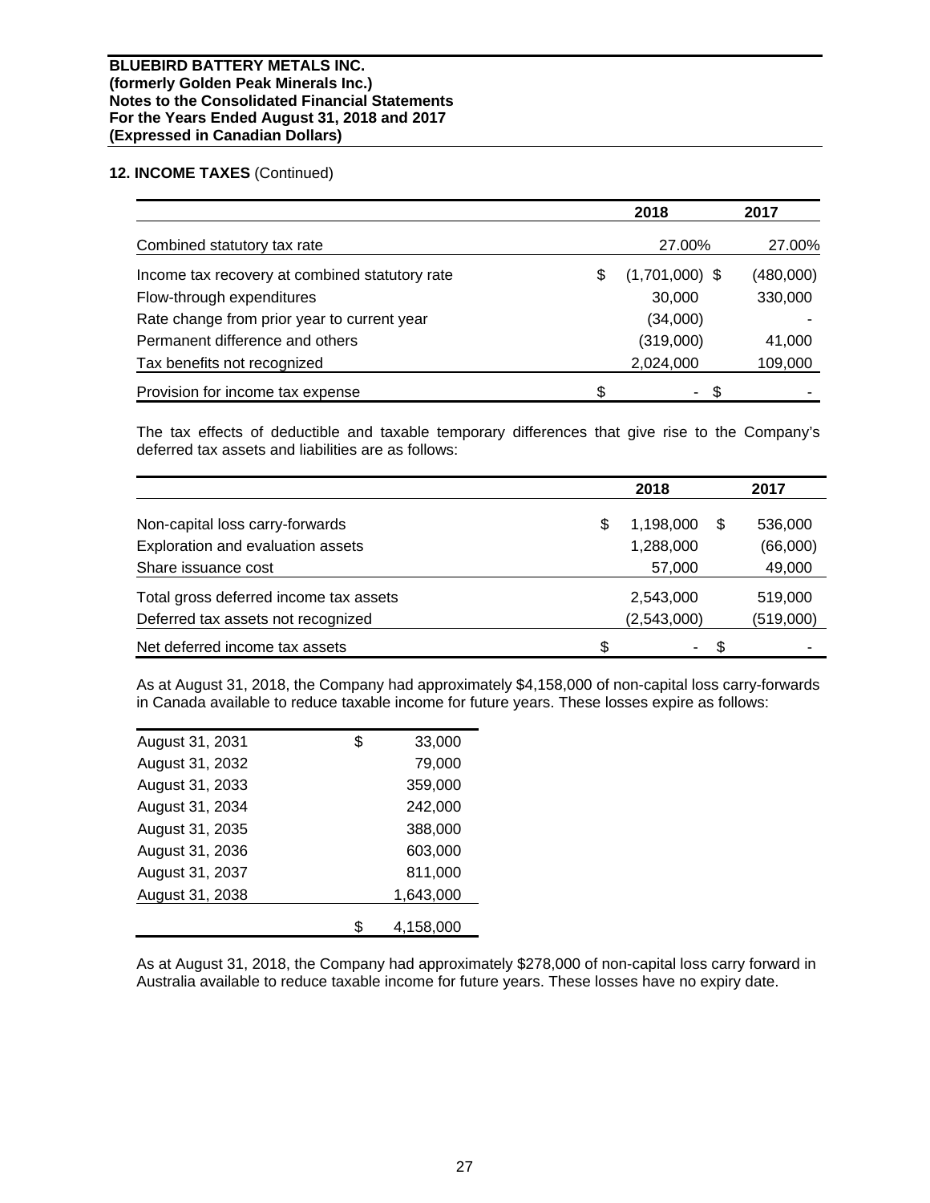**12. INCOME TAXES** (Continued)

| | 2018 | 2017 |
|---|---|---|
| Combined statutory tax rate | 27.00% | 27.00% |
| Income tax recovery at combined statutory rate | $ (1,701,000) | $ (480,000) |
| Flow-through expenditures | 30,000 | 330,000 |
| Rate change from prior year to current year | (34,000) | - |
| Permanent difference and others | (319,000) | 41,000 |
| Tax benefits not recognized | 2,024,000 | 109,000 |
| Provision for income tax expense | $ - | $ - |

The tax effects of deductible and taxable temporary differences that give rise to the Company's deferred tax assets and liabilities are as follows:

| | 2018 | 2017 |
|---|---|---|
| Non-capital loss carry-forwards | $ 1,198,000 | $ 536,000 |
| Exploration and evaluation assets | 1,288,000 | (66,000) |
| Share issuance cost | 57,000 | 49,000 |
| Total gross deferred income tax assets | 2,543,000 | 519,000 |
| Deferred tax assets not recognized | (2,543,000) | (519,000) |
| Net deferred income tax assets | $ - | $ - |

As at August 31, 2018, the Company had approximately $4,158,000 of non-capital loss carry-forwards in Canada available to reduce taxable income for future years. These losses expire as follows:

| | |
|---|---|
| August 31, 2031 | $ 33,000 |
| August 31, 2032 | 79,000 |
| August 31, 2033 | 359,000 |
| August 31, 2034 | 242,000 |
| August 31, 2035 | 388,000 |
| August 31, 2036 | 603,000 |
| August 31, 2037 | 811,000 |
| August 31, 2038 | 1,643,000 |
| | $ 4,158,000 |

As at August 31, 2018, the Company had approximately $278,000 of non-capital loss carry forward in Australia available to reduce taxable income for future years. These losses have no expiry date.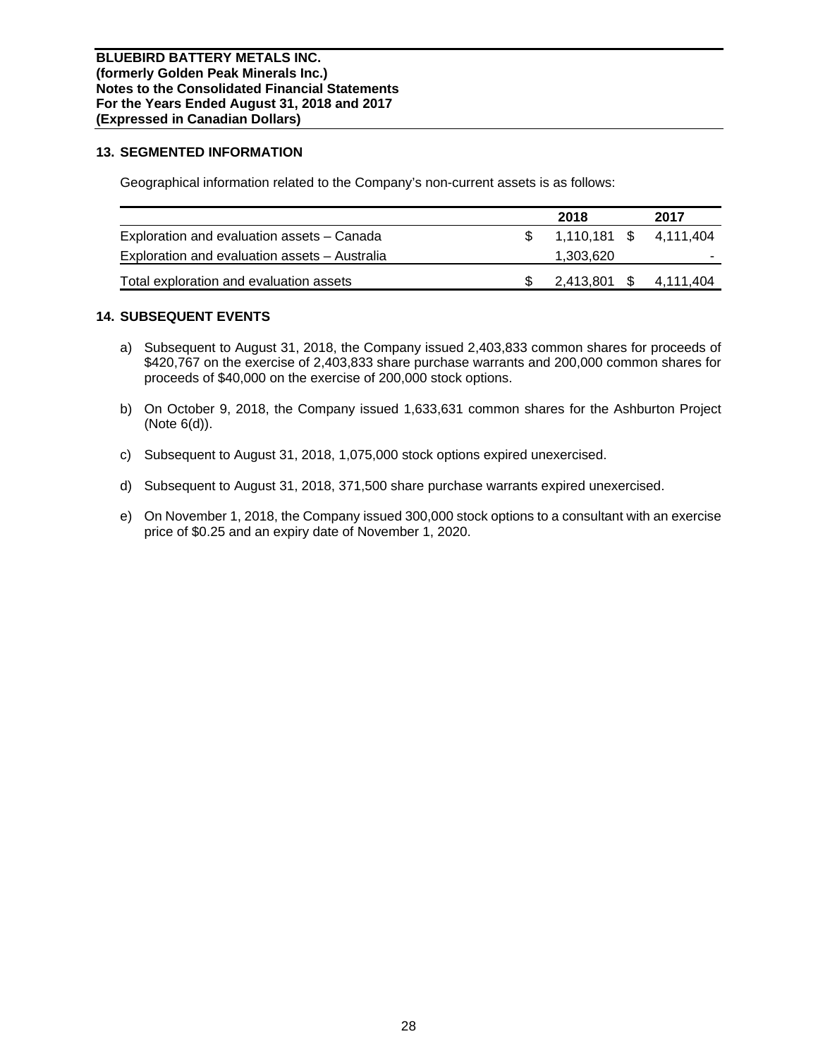## 13. SEGMENTED INFORMATION

Geographical information related to the Company's non-current assets is as follows:

| | 2018 | 2017 |
|---|---|---|
| Exploration and evaluation assets – Canada | $ 1,110,181 | $ 4,111,404 |
| Exploration and evaluation assets – Australia | 1,303,620 | - |
| Total exploration and evaluation assets | $ 2,413,801 | $ 4,111,404 |

## 14. SUBSEQUENT EVENTS

a) Subsequent to August 31, 2018, the Company issued 2,403,833 common shares for proceeds of $420,767 on the exercise of 2,403,833 share purchase warrants and 200,000 common shares for proceeds of $40,000 on the exercise of 200,000 stock options.

b) On October 9, 2018, the Company issued 1,633,631 common shares for the Ashburton Project (Note 6(d)).

c) Subsequent to August 31, 2018, 1,075,000 stock options expired unexercised.

d) Subsequent to August 31, 2018, 371,500 share purchase warrants expired unexercised.

e) On November 1, 2018, the Company issued 300,000 stock options to a consultant with an exercise price of $0.25 and an expiry date of November 1, 2020.